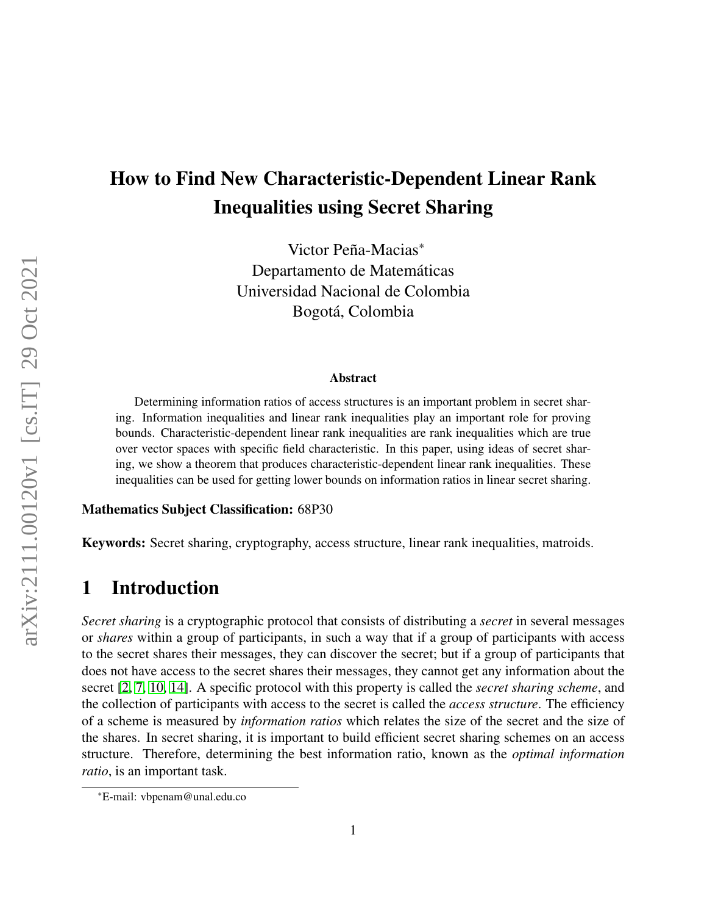# How to Find New Characteristic-Dependent Linear Rank Inequalities using Secret Sharing

Victor Peña-Macias*
Departamento de Matemáticas
Universidad Nacional de Colombia
Bogotá, Colombia

**Abstract**

Determining information ratios of access structures is an important problem in secret sharing. Information inequalities and linear rank inequalities play an important role for proving bounds. Characteristic-dependent linear rank inequalities are rank inequalities which are true over vector spaces with specific field characteristic. In this paper, using ideas of secret sharing, we show a theorem that produces characteristic-dependent linear rank inequalities. These inequalities can be used for getting lower bounds on information ratios in linear secret sharing.

**Mathematics Subject Classification:** 68P30

**Keywords:** Secret sharing, cryptography, access structure, linear rank inequalities, matroids.

## 1 Introduction

*Secret sharing* is a cryptographic protocol that consists of distributing a *secret* in several messages or *shares* within a group of participants, in such a way that if a group of participants with access to the secret shares their messages, they can discover the secret; but if a group of participants that does not have access to the secret shares their messages, they cannot get any information about the secret [2, 7, 10, 14]. A specific protocol with this property is called the *secret sharing scheme*, and the collection of participants with access to the secret is called the *access structure*. The efficiency of a scheme is measured by *information ratios* which relates the size of the secret and the size of the shares. In secret sharing, it is important to build efficient secret sharing schemes on an access structure. Therefore, determining the best information ratio, known as the *optimal information ratio*, is an important task.

*E-mail: vbpenam@unal.edu.co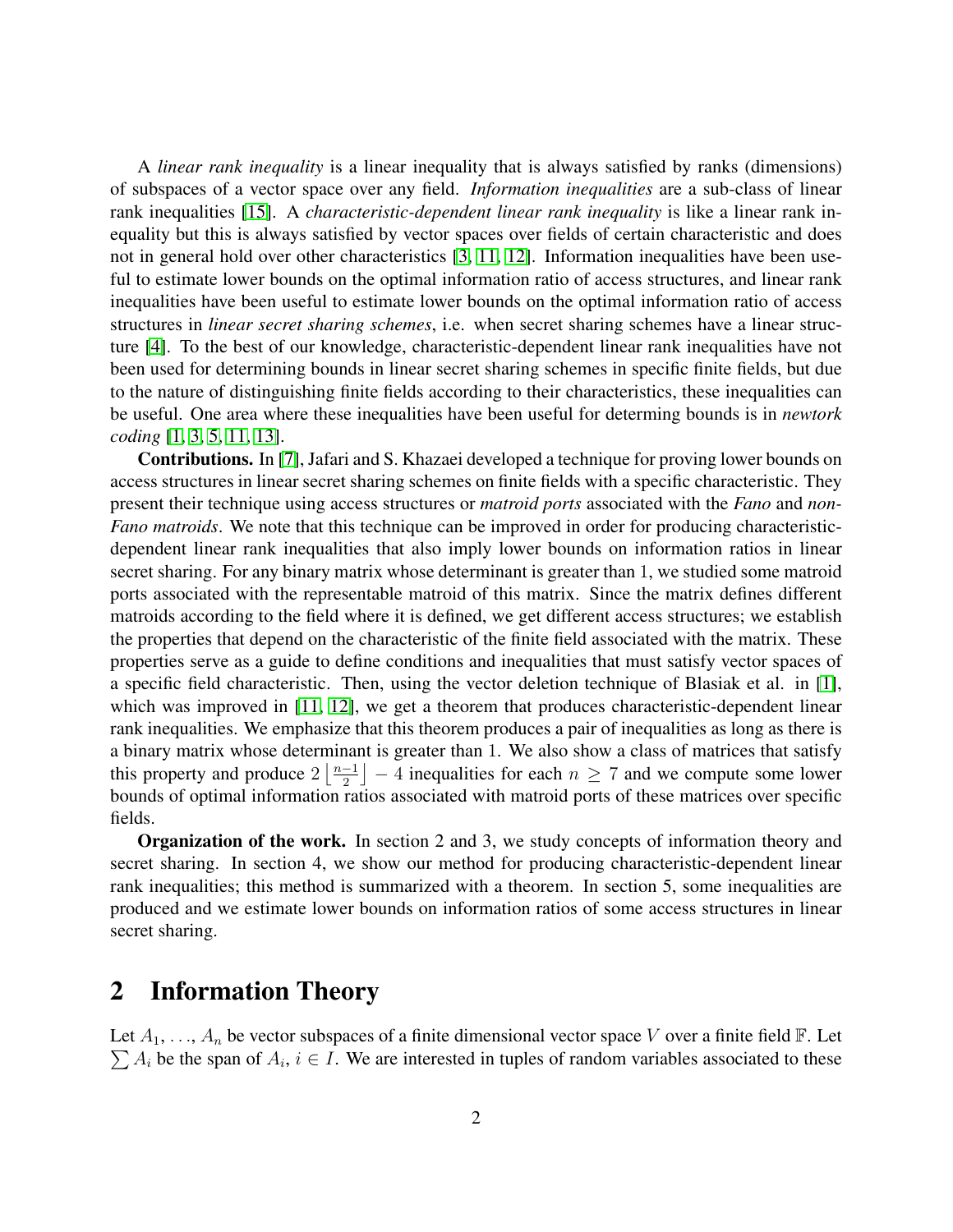A *linear rank inequality* is a linear inequality that is always satisfied by ranks (dimensions) of subspaces of a vector space over any field. *Information inequalities* are a sub-class of linear rank inequalities [15]. A *characteristic-dependent linear rank inequality* is like a linear rank inequality but this is always satisfied by vector spaces over fields of certain characteristic and does not in general hold over other characteristics [3, 11, 12]. Information inequalities have been useful to estimate lower bounds on the optimal information ratio of access structures, and linear rank inequalities have been useful to estimate lower bounds on the optimal information ratio of access structures in *linear secret sharing schemes*, i.e. when secret sharing schemes have a linear structure [4]. To the best of our knowledge, characteristic-dependent linear rank inequalities have not been used for determining bounds in linear secret sharing schemes in specific finite fields, but due to the nature of distinguishing finite fields according to their characteristics, these inequalities can be useful. One area where these inequalities have been useful for determing bounds is in *newtork coding* [1, 3, 5, 11, 13].

**Contributions.** In [7], Jafari and S. Khazaei developed a technique for proving lower bounds on access structures in linear secret sharing schemes on finite fields with a specific characteristic. They present their technique using access structures or *matroid ports* associated with the *Fano* and *non-Fano matroids*. We note that this technique can be improved in order for producing characteristic-dependent linear rank inequalities that also imply lower bounds on information ratios in linear secret sharing. For any binary matrix whose determinant is greater than 1, we studied some matroid ports associated with the representable matroid of this matrix. Since the matrix defines different matroids according to the field where it is defined, we get different access structures; we establish the properties that depend on the characteristic of the finite field associated with the matrix. These properties serve as a guide to define conditions and inequalities that must satisfy vector spaces of a specific field characteristic. Then, using the vector deletion technique of Blasiak et al. in [1], which was improved in [11, 12], we get a theorem that produces characteristic-dependent linear rank inequalities. We emphasize that this theorem produces a pair of inequalities as long as there is a binary matrix whose determinant is greater than 1. We also show a class of matrices that satisfy this property and produce $2\left\lfloor \frac{n-1}{2} \right\rfloor - 4$ inequalities for each $n \geq 7$ and we compute some lower bounds of optimal information ratios associated with matroid ports of these matrices over specific fields.

**Organization of the work.** In section 2 and 3, we study concepts of information theory and secret sharing. In section 4, we show our method for producing characteristic-dependent linear rank inequalities; this method is summarized with a theorem. In section 5, some inequalities are produced and we estimate lower bounds on information ratios of some access structures in linear secret sharing.

## 2 Information Theory

Let $A_1, \ldots, A_n$ be vector subspaces of a finite dimensional vector space $V$ over a finite field $\mathbb{F}$. Let $\sum A_i$ be the span of $A_i$, $i \in I$. We are interested in tuples of random variables associated to these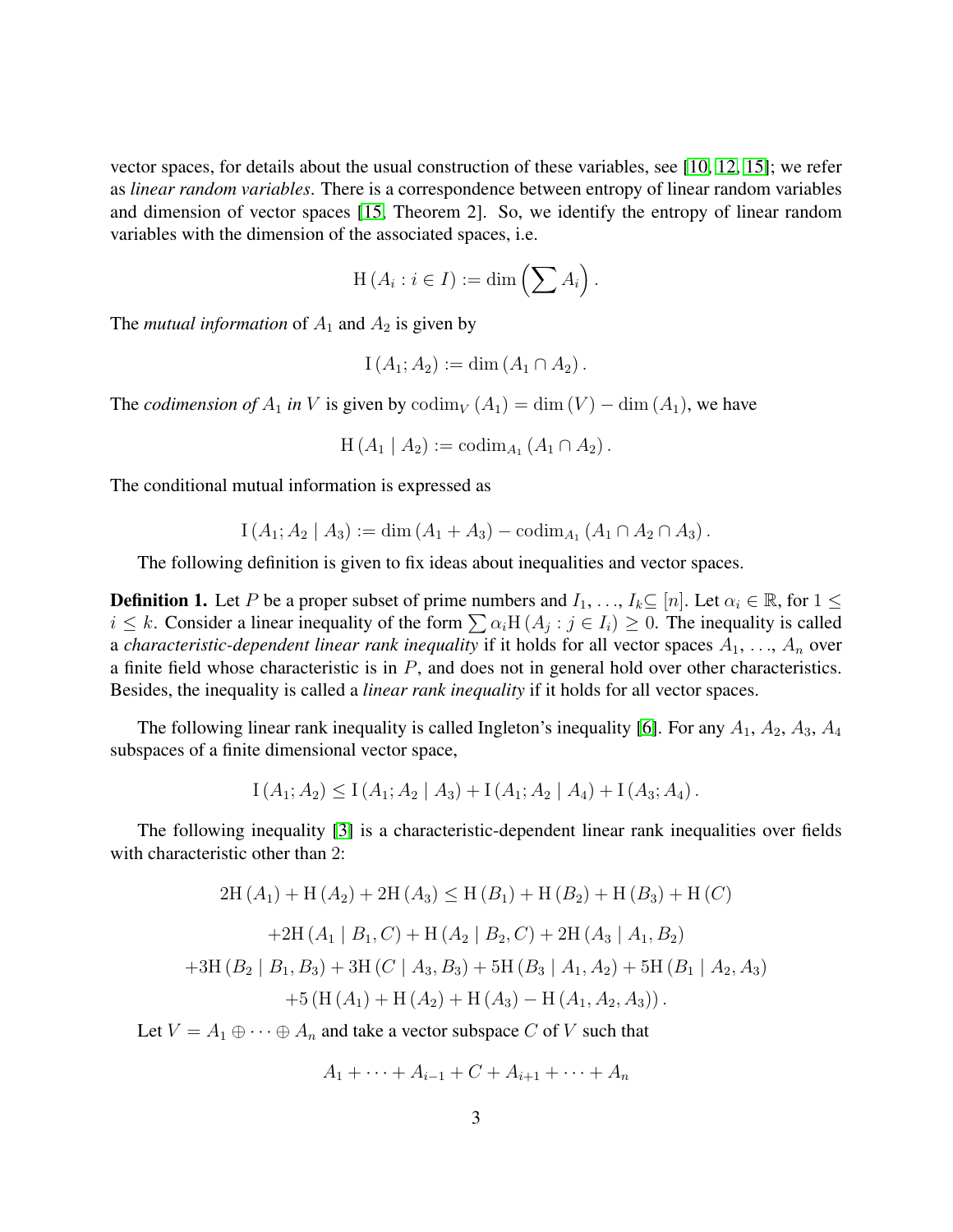vector spaces, for details about the usual construction of these variables, see [10, 12, 15]; we refer as *linear random variables*. There is a correspondence between entropy of linear random variables and dimension of vector spaces [15, Theorem 2]. So, we identify the entropy of linear random variables with the dimension of the associated spaces, i.e.

$$\mathrm{H}\left(A_i : i \in I\right) := \dim\left(\sum A_i\right).$$

The *mutual information* of $A_1$ and $A_2$ is given by

$$\mathrm{I}\left(A_1; A_2\right) := \dim\left(A_1 \cap A_2\right).$$

The *codimension of* $A_1$ *in* $V$ is given by $\mathrm{codim}_V\left(A_1\right) = \dim\left(V\right) - \dim\left(A_1\right)$, we have

$$\mathrm{H}\left(A_1 \mid A_2\right) := \mathrm{codim}_{A_1}\left(A_1 \cap A_2\right).$$

The conditional mutual information is expressed as

$$\mathrm{I}\left(A_1; A_2 \mid A_3\right) := \dim\left(A_1 + A_3\right) - \mathrm{codim}_{A_1}\left(A_1 \cap A_2 \cap A_3\right).$$

The following definition is given to fix ideas about inequalities and vector spaces.

**Definition 1.** Let $P$ be a proper subset of prime numbers and $I_1, \ldots, I_k \subseteq [n]$. Let $\alpha_i \in \mathbb{R}$, for $1 \leq i \leq k$. Consider a linear inequality of the form $\sum \alpha_i \mathrm{H}\left(A_j : j \in I_i\right) \geq 0$. The inequality is called a *characteristic-dependent linear rank inequality* if it holds for all vector spaces $A_1, \ldots, A_n$ over a finite field whose characteristic is in $P$, and does not in general hold over other characteristics. Besides, the inequality is called a *linear rank inequality* if it holds for all vector spaces.

The following linear rank inequality is called Ingleton's inequality [6]. For any $A_1$, $A_2$, $A_3$, $A_4$ subspaces of a finite dimensional vector space,

$$\mathrm{I}\left(A_1; A_2\right) \leq \mathrm{I}\left(A_1; A_2 \mid A_3\right) + \mathrm{I}\left(A_1; A_2 \mid A_4\right) + \mathrm{I}\left(A_3; A_4\right).$$

The following inequality [3] is a characteristic-dependent linear rank inequalities over fields with characteristic other than 2:

$$\begin{aligned}
2\mathrm{H}\left(A_1\right) + \mathrm{H}\left(A_2\right) + 2\mathrm{H}\left(A_3\right) &\leq \mathrm{H}\left(B_1\right) + \mathrm{H}\left(B_2\right) + \mathrm{H}\left(B_3\right) + \mathrm{H}\left(C\right) \\
&+ 2\mathrm{H}\left(A_1 \mid B_1, C\right) + \mathrm{H}\left(A_2 \mid B_2, C\right) + 2\mathrm{H}\left(A_3 \mid A_1, B_2\right) \\
&+ 3\mathrm{H}\left(B_2 \mid B_1, B_3\right) + 3\mathrm{H}\left(C \mid A_3, B_3\right) + 5\mathrm{H}\left(B_3 \mid A_1, A_2\right) + 5\mathrm{H}\left(B_1 \mid A_2, A_3\right) \\
&+ 5\left(\mathrm{H}\left(A_1\right) + \mathrm{H}\left(A_2\right) + \mathrm{H}\left(A_3\right) - \mathrm{H}\left(A_1, A_2, A_3\right)\right).
\end{aligned}$$

Let $V = A_1 \oplus \cdots \oplus A_n$ and take a vector subspace $C$ of $V$ such that

$$A_1 + \cdots + A_{i-1} + C + A_{i+1} + \cdots + A_n$$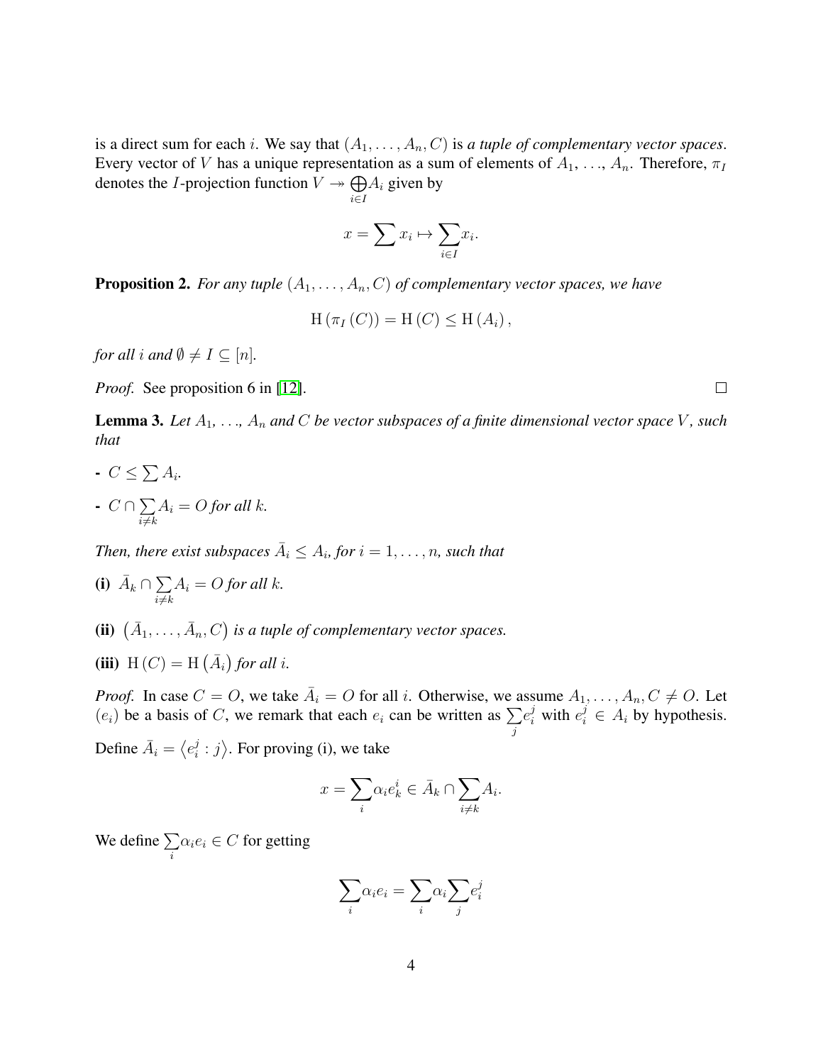is a direct sum for each $i$. We say that $(A_1, \ldots, A_n, C)$ is *a tuple of complementary vector spaces*. Every vector of $V$ has a unique representation as a sum of elements of $A_1, \ldots, A_n$. Therefore, $\pi_I$ denotes the $I$-projection function $V \twoheadrightarrow \bigoplus_{i \in I} A_i$ given by

$$x = \sum x_i \mapsto \sum_{i \in I} x_i.$$

**Proposition 2.** *For any tuple $(A_1, \ldots, A_n, C)$ of complementary vector spaces, we have*

$$\mathrm{H}\left(\pi_I\left(C\right)\right) = \mathrm{H}\left(C\right) \leq \mathrm{H}\left(A_i\right),$$

*for all $i$ and $\emptyset \neq I \subseteq [n]$.*

*Proof.* See proposition 6 in [12]. $\square$

**Lemma 3.** *Let $A_1, \ldots, A_n$ and $C$ be vector subspaces of a finite dimensional vector space $V$, such that*

- $C \leq \sum A_i$.
- $C \cap \sum_{i \neq k} A_i = O$ *for all $k$.*

*Then, there exist subspaces $\bar{A}_i \leq A_i$, for $i = 1, \ldots, n$, such that*

**(i)** $\bar{A}_k \cap \sum_{i \neq k} A_i = O$ *for all $k$.*

**(ii)** $\left(\bar{A}_1, \ldots, \bar{A}_n, C\right)$ *is a tuple of complementary vector spaces.*

**(iii)** $\mathrm{H}\left(C\right) = \mathrm{H}\left(\bar{A}_i\right)$ *for all $i$.*

*Proof.* In case $C = O$, we take $\bar{A}_i = O$ for all $i$. Otherwise, we assume $A_1, \ldots, A_n, C \neq O$. Let $(e_i)$ be a basis of $C$, we remark that each $e_i$ can be written as $\sum_j e_i^j$ with $e_i^j \in A_i$ by hypothesis. Define $\bar{A}_i = \left\langle e_i^j : j \right\rangle$. For proving (i), we take

$$x = \sum_i \alpha_i e_k^i \in \bar{A}_k \cap \sum_{i \neq k} A_i.$$

We define $\sum_i \alpha_i e_i \in C$ for getting

$$\sum_i \alpha_i e_i = \sum_i \alpha_i \sum_j e_i^j$$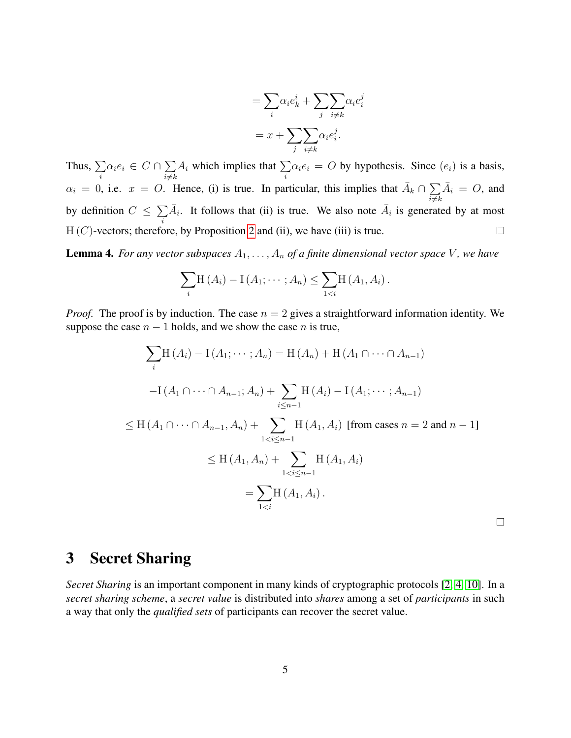$$= \sum_i \alpha_i e_k^i + \sum_j \sum_{i \neq k} \alpha_i e_i^j$$

$$= x + \sum_j \sum_{i \neq k} \alpha_i e_i^j.$$

Thus, $\sum_i \alpha_i e_i \in C \cap \sum_{i \neq k} A_i$ which implies that $\sum_i \alpha_i e_i = O$ by hypothesis. Since $(e_i)$ is a basis, $\alpha_i = 0$, i.e. $x = O$. Hence, (i) is true. In particular, this implies that $\bar{A}_k \cap \sum_{i \neq k} \bar{A}_i = O$, and by definition $C \leq \sum_i \bar{A}_i$. It follows that (ii) is true. We also note $\bar{A}_i$ is generated by at most $\mathrm{H}(C)$-vectors; therefore, by Proposition 2 and (ii), we have (iii) is true. □

**Lemma 4.** *For any vector subspaces $A_1, \ldots, A_n$ of a finite dimensional vector space $V$, we have*

$$\sum_i \mathrm{H}(A_i) - \mathrm{I}(A_1; \cdots; A_n) \leq \sum_{1<i} \mathrm{H}(A_1, A_i).$$

*Proof.* The proof is by induction. The case $n = 2$ gives a straightforward information identity. We suppose the case $n - 1$ holds, and we show the case $n$ is true,

$$\sum_i \mathrm{H}(A_i) - \mathrm{I}(A_1; \cdots; A_n) = \mathrm{H}(A_n) + \mathrm{H}(A_1 \cap \cdots \cap A_{n-1})$$

$$-\mathrm{I}(A_1 \cap \cdots \cap A_{n-1}; A_n) + \sum_{i \leq n-1} \mathrm{H}(A_i) - \mathrm{I}(A_1; \cdots; A_{n-1})$$

$$\leq \mathrm{H}(A_1 \cap \cdots \cap A_{n-1}, A_n) + \sum_{1<i\leq n-1} \mathrm{H}(A_1, A_i) \text{ [from cases } n = 2 \text{ and } n-1]$$

$$\leq \mathrm{H}(A_1, A_n) + \sum_{1<i\leq n-1} \mathrm{H}(A_1, A_i)$$

$$= \sum_{1<i} \mathrm{H}(A_1, A_i).$$

□

# 3 Secret Sharing

*Secret Sharing* is an important component in many kinds of cryptographic protocols [2, 4, 10]. In a *secret sharing scheme*, a *secret value* is distributed into *shares* among a set of *participants* in such a way that only the *qualified sets* of participants can recover the secret value.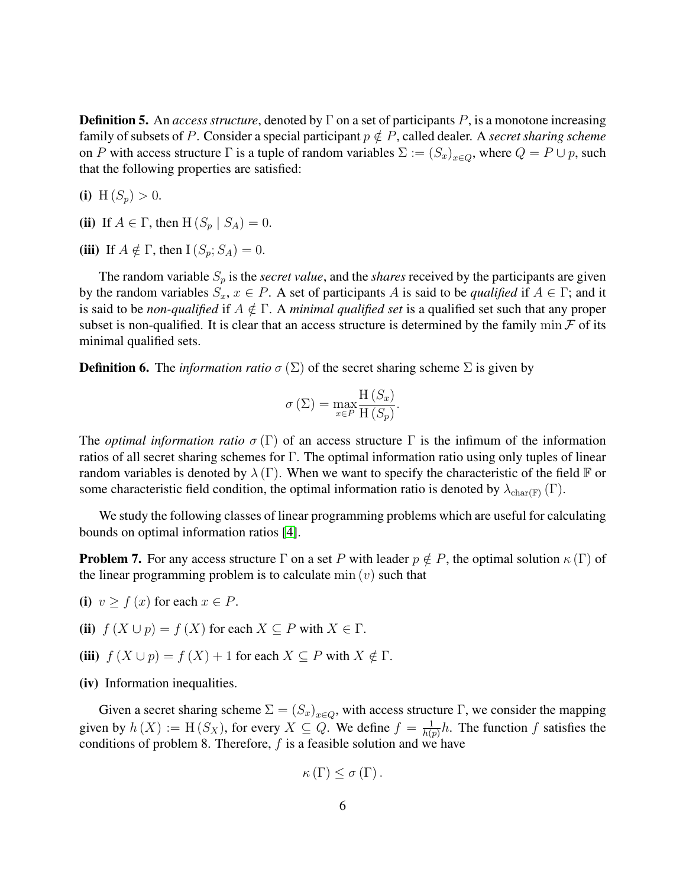**Definition 5.** An *access structure*, denoted by $\Gamma$ on a set of participants $P$, is a monotone increasing family of subsets of $P$. Consider a special participant $p \notin P$, called dealer. A *secret sharing scheme* on $P$ with access structure $\Gamma$ is a tuple of random variables $\Sigma := (S_x)_{x \in Q}$, where $Q = P \cup p$, such that the following properties are satisfied:

**(i)** $\mathrm{H}(S_p) > 0$.

**(ii)** If $A \in \Gamma$, then $\mathrm{H}(S_p \mid S_A) = 0$.

**(iii)** If $A \notin \Gamma$, then $\mathrm{I}(S_p; S_A) = 0$.

The random variable $S_p$ is the *secret value*, and the *shares* received by the participants are given by the random variables $S_x$, $x \in P$. A set of participants $A$ is said to be *qualified* if $A \in \Gamma$; and it is said to be *non-qualified* if $A \notin \Gamma$. A *minimal qualified set* is a qualified set such that any proper subset is non-qualified. It is clear that an access structure is determined by the family $\min \mathcal{F}$ of its minimal qualified sets.

**Definition 6.** The *information ratio* $\sigma(\Sigma)$ of the secret sharing scheme $\Sigma$ is given by

$$\sigma(\Sigma) = \max_{x \in P} \frac{\mathrm{H}(S_x)}{\mathrm{H}(S_p)}.$$

The *optimal information ratio* $\sigma(\Gamma)$ of an access structure $\Gamma$ is the infimum of the information ratios of all secret sharing schemes for $\Gamma$. The optimal information ratio using only tuples of linear random variables is denoted by $\lambda(\Gamma)$. When we want to specify the characteristic of the field $\mathbb{F}$ or some characteristic field condition, the optimal information ratio is denoted by $\lambda_{\mathrm{char}(\mathbb{F})}(\Gamma)$.

We study the following classes of linear programming problems which are useful for calculating bounds on optimal information ratios [4].

**Problem 7.** For any access structure $\Gamma$ on a set $P$ with leader $p \notin P$, the optimal solution $\kappa(\Gamma)$ of the linear programming problem is to calculate $\min(v)$ such that

**(i)** $v \geq f(x)$ for each $x \in P$.

**(ii)** $f(X \cup p) = f(X)$ for each $X \subseteq P$ with $X \in \Gamma$.

**(iii)** $f(X \cup p) = f(X) + 1$ for each $X \subseteq P$ with $X \notin \Gamma$.

**(iv)** Information inequalities.

Given a secret sharing scheme $\Sigma = (S_x)_{x \in Q}$, with access structure $\Gamma$, we consider the mapping given by $h(X) := \mathrm{H}(S_X)$, for every $X \subseteq Q$. We define $f = \frac{1}{h(p)} h$. The function $f$ satisfies the conditions of problem 8. Therefore, $f$ is a feasible solution and we have

$$\kappa(\Gamma) \leq \sigma(\Gamma).$$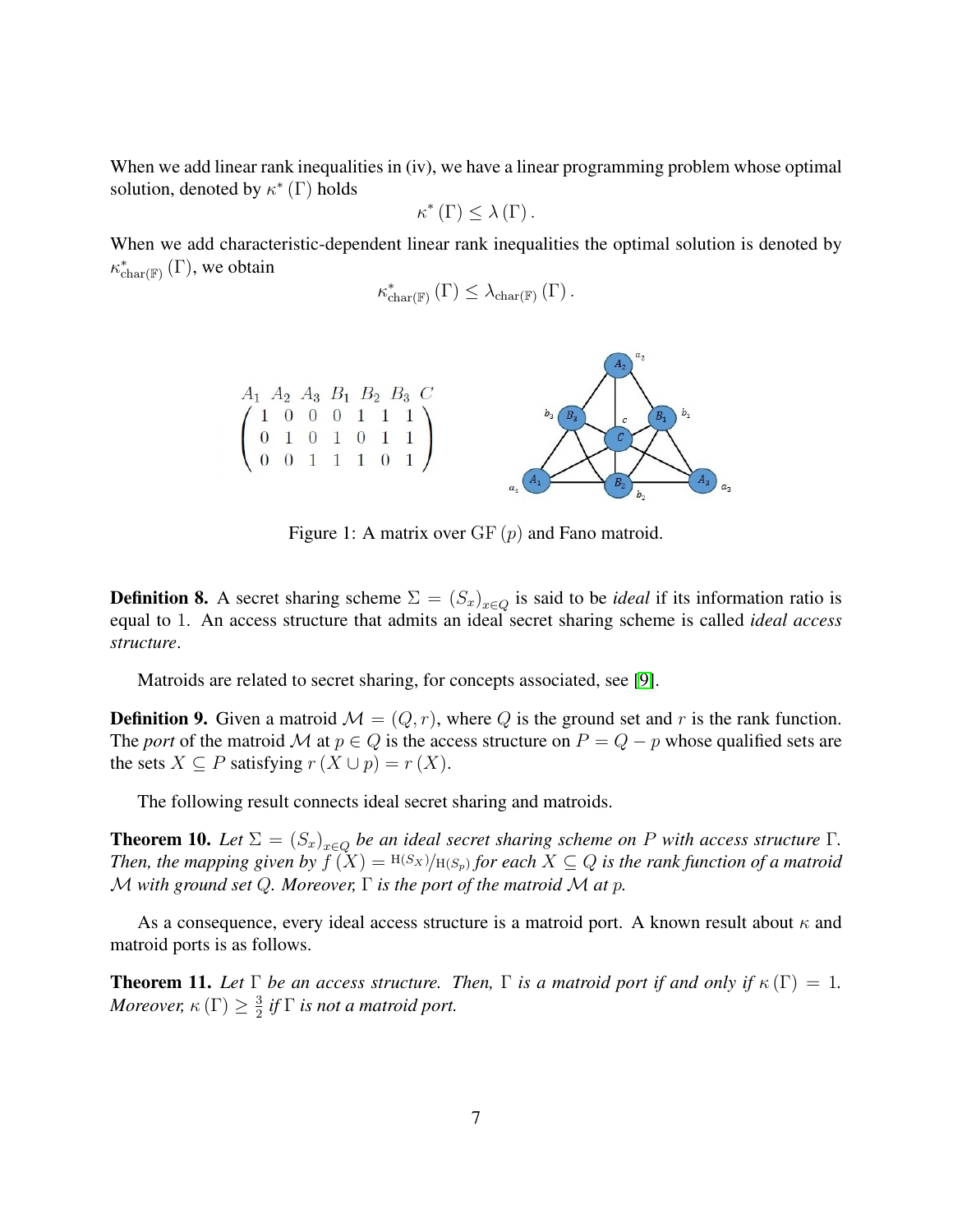When we add linear rank inequalities in (iv), we have a linear programming problem whose optimal solution, denoted by $\kappa^*(\Gamma)$ holds

$$\kappa^*(\Gamma) \leq \lambda(\Gamma).$$

When we add characteristic-dependent linear rank inequalities the optimal solution is denoted by $\kappa^*_{\mathrm{char}(\mathbb{F})}(\Gamma)$, we obtain

$$\kappa^*_{\mathrm{char}(\mathbb{F})}(\Gamma) \leq \lambda_{\mathrm{char}(\mathbb{F})}(\Gamma).$$

$$\begin{array}{ccccccc} A_1 & A_2 & A_3 & B_1 & B_2 & B_3 & C \end{array}$$
$$\begin{pmatrix} 1 & 0 & 0 & 0 & 1 & 1 & 1 \\ 0 & 1 & 0 & 1 & 0 & 1 & 1 \\ 0 & 0 & 1 & 1 & 1 & 0 & 1 \end{pmatrix}$$

Figure 1: A matrix over $\mathrm{GF}(p)$ and Fano matroid.

**Definition 8.** A secret sharing scheme $\Sigma = (S_x)_{x \in Q}$ is said to be *ideal* if its information ratio is equal to 1. An access structure that admits an ideal secret sharing scheme is called *ideal access structure*.

Matroids are related to secret sharing, for concepts associated, see [9].

**Definition 9.** Given a matroid $\mathcal{M} = (Q, r)$, where $Q$ is the ground set and $r$ is the rank function. The *port* of the matroid $\mathcal{M}$ at $p \in Q$ is the access structure on $P = Q - p$ whose qualified sets are the sets $X \subseteq P$ satisfying $r(X \cup p) = r(X)$.

The following result connects ideal secret sharing and matroids.

**Theorem 10.** *Let $\Sigma = (S_x)_{x \in Q}$ be an ideal secret sharing scheme on $P$ with access structure $\Gamma$. Then, the mapping given by $f(X) = {}^{\mathrm{H}(S_X)}/_{\mathrm{H}(S_p)}$ for each $X \subseteq Q$ is the rank function of a matroid $\mathcal{M}$ with ground set $Q$. Moreover, $\Gamma$ is the port of the matroid $\mathcal{M}$ at $p$.*

As a consequence, every ideal access structure is a matroid port. A known result about $\kappa$ and matroid ports is as follows.

**Theorem 11.** *Let $\Gamma$ be an access structure. Then, $\Gamma$ is a matroid port if and only if $\kappa(\Gamma) = 1$. Moreover, $\kappa(\Gamma) \geq \frac{3}{2}$ if $\Gamma$ is not a matroid port.*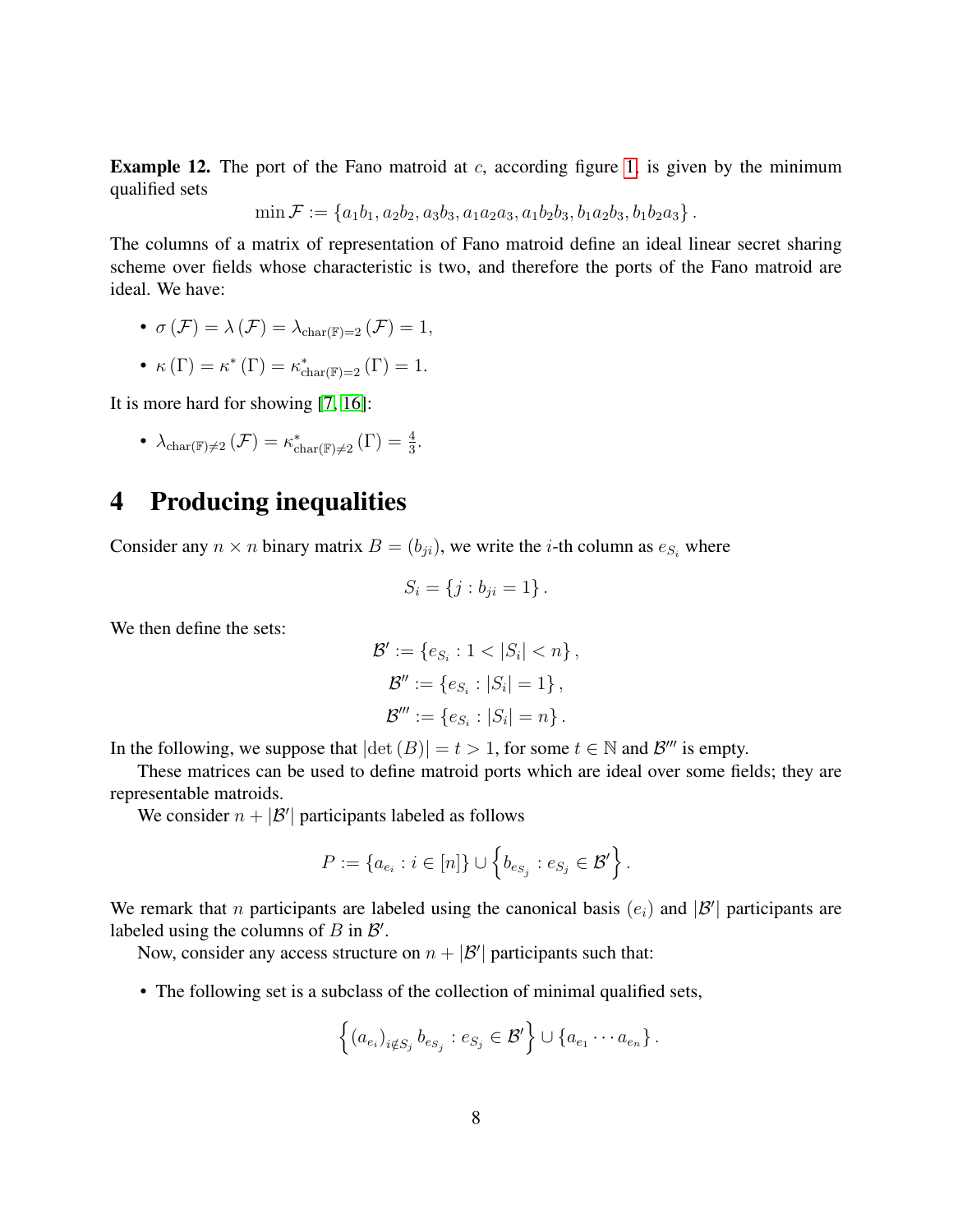**Example 12.** The port of the Fano matroid at $c$, according figure 1, is given by the minimum qualified sets

$$\min \mathcal{F} := \{a_1b_1, a_2b_2, a_3b_3, a_1a_2a_3, a_1b_2b_3, b_1a_2b_3, b_1b_2a_3\}.$$

The columns of a matrix of representation of Fano matroid define an ideal linear secret sharing scheme over fields whose characteristic is two, and therefore the ports of the Fano matroid are ideal. We have:

- $\sigma(\mathcal{F}) = \lambda(\mathcal{F}) = \lambda_{\text{char}(\mathbb{F})=2}(\mathcal{F}) = 1$,
- $\kappa(\Gamma) = \kappa^*(\Gamma) = \kappa^*_{\text{char}(\mathbb{F})=2}(\Gamma) = 1$.

It is more hard for showing [7, 16]:

- $\lambda_{\text{char}(\mathbb{F})\neq 2}(\mathcal{F}) = \kappa^*_{\text{char}(\mathbb{F})\neq 2}(\Gamma) = \frac{4}{3}$.

# 4 Producing inequalities

Consider any $n \times n$ binary matrix $B = (b_{ji})$, we write the $i$-th column as $e_{S_i}$ where

$$S_i = \{j : b_{ji} = 1\}.$$

We then define the sets:

$$\mathcal{B}' := \{e_{S_i} : 1 < |S_i| < n\},$$
$$\mathcal{B}'' := \{e_{S_i} : |S_i| = 1\},$$
$$\mathcal{B}''' := \{e_{S_i} : |S_i| = n\}.$$

In the following, we suppose that $|\det(B)| = t > 1$, for some $t \in \mathbb{N}$ and $\mathcal{B}'''$ is empty.

These matrices can be used to define matroid ports which are ideal over some fields; they are representable matroids.

We consider $n + |\mathcal{B}'|$ participants labeled as follows

$$P := \{a_{e_i} : i \in [n]\} \cup \left\{b_{e_{S_j}} : e_{S_j} \in \mathcal{B}'\right\}.$$

We remark that $n$ participants are labeled using the canonical basis $(e_i)$ and $|\mathcal{B}'|$ participants are labeled using the columns of $B$ in $\mathcal{B}'$.

Now, consider any access structure on $n + |\mathcal{B}'|$ participants such that:

- The following set is a subclass of the collection of minimal qualified sets,

$$\left\{(a_{e_i})_{i \notin S_j} b_{e_{S_j}} : e_{S_j} \in \mathcal{B}'\right\} \cup \{a_{e_1} \cdots a_{e_n}\}.$$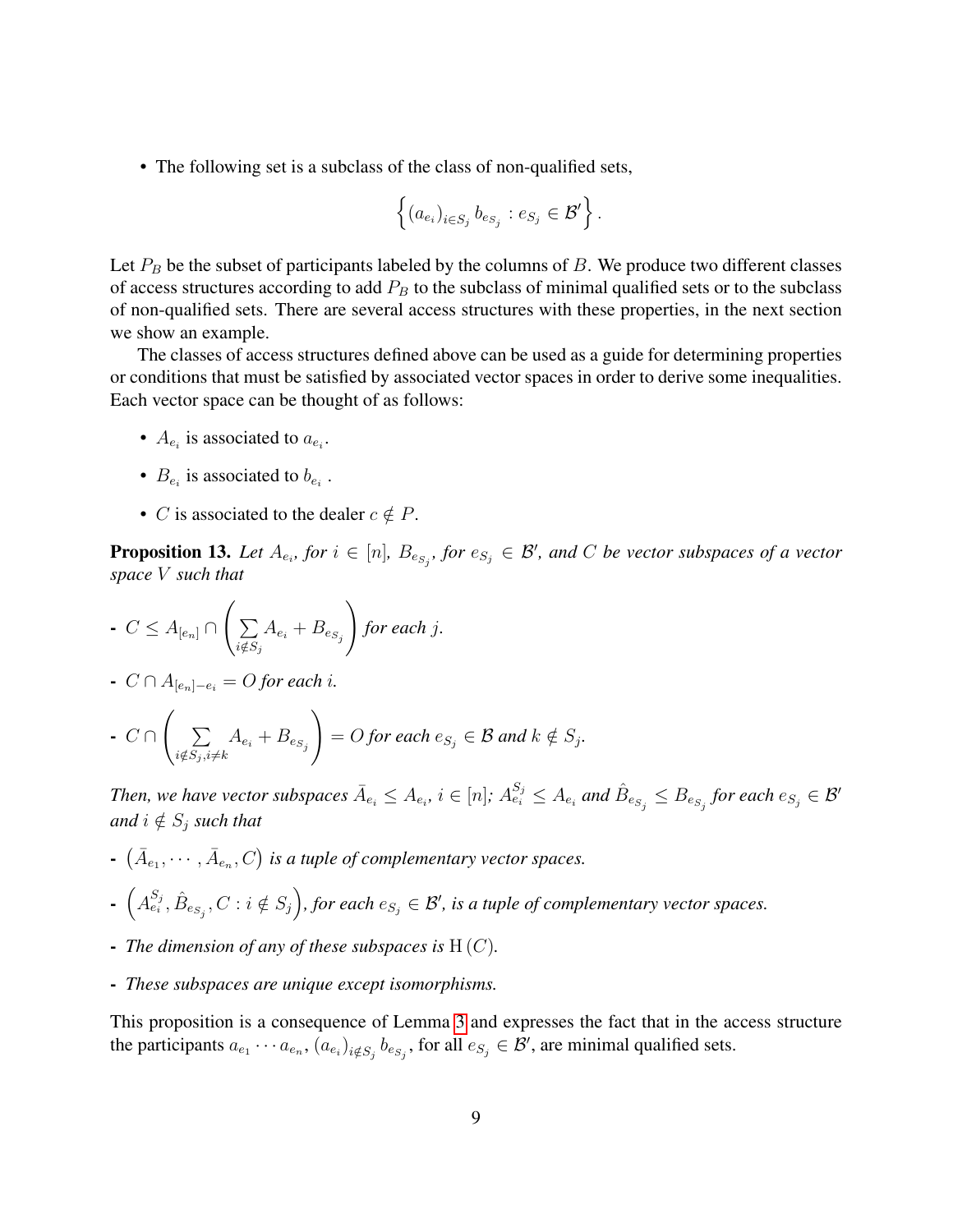- The following set is a subclass of the class of non-qualified sets,

$$\left\{ (a_{e_i})_{i \in S_j} \, b_{e_{S_j}} : e_{S_j} \in \mathcal{B}' \right\}.$$

Let $P_B$ be the subset of participants labeled by the columns of $B$. We produce two different classes of access structures according to add $P_B$ to the subclass of minimal qualified sets or to the subclass of non-qualified sets. There are several access structures with these properties, in the next section we show an example.

The classes of access structures defined above can be used as a guide for determining properties or conditions that must be satisfied by associated vector spaces in order to derive some inequalities. Each vector space can be thought of as follows:

- $A_{e_i}$ is associated to $a_{e_i}$.
- $B_{e_i}$ is associated to $b_{e_i}$ .
- $C$ is associated to the dealer $c \notin P$.

**Proposition 13.** *Let $A_{e_i}$, for $i \in [n]$, $B_{e_{S_j}}$, for $e_{S_j} \in \mathcal{B}'$, and $C$ be vector subspaces of a vector space $V$ such that*

- $C \leq A_{[e_n]} \cap \left( \sum_{i \notin S_j} A_{e_i} + B_{e_{S_j}} \right)$ *for each $j$.*
- $C \cap A_{[e_n]-e_i} = O$ *for each $i$.*
- $C \cap \left( \sum_{i \notin S_j, i \neq k} A_{e_i} + B_{e_{S_j}} \right) = O$ *for each $e_{S_j} \in \mathcal{B}$ and $k \notin S_j$.*

*Then, we have vector subspaces $\bar{A}_{e_i} \leq A_{e_i}$, $i \in [n]$; $A_{e_i}^{S_j} \leq A_{e_i}$ and $\hat{B}_{e_{S_j}} \leq B_{e_{S_j}}$ for each $e_{S_j} \in \mathcal{B}'$ and $i \notin S_j$ such that*

- $\left( \bar{A}_{e_1}, \cdots, \bar{A}_{e_n}, C \right)$ *is a tuple of complementary vector spaces.*
- $\left( A_{e_i}^{S_j}, \hat{B}_{e_{S_j}}, C : i \notin S_j \right)$*, for each $e_{S_j} \in \mathcal{B}'$, is a tuple of complementary vector spaces.*
- *The dimension of any of these subspaces is $\mathrm{H}\,(C)$.*
- *These subspaces are unique except isomorphisms.*

This proposition is a consequence of Lemma 3 and expresses the fact that in the access structure the participants $a_{e_1} \cdots a_{e_n}$, $(a_{e_i})_{i \notin S_j} \, b_{e_{S_j}}$, for all $e_{S_j} \in \mathcal{B}'$, are minimal qualified sets.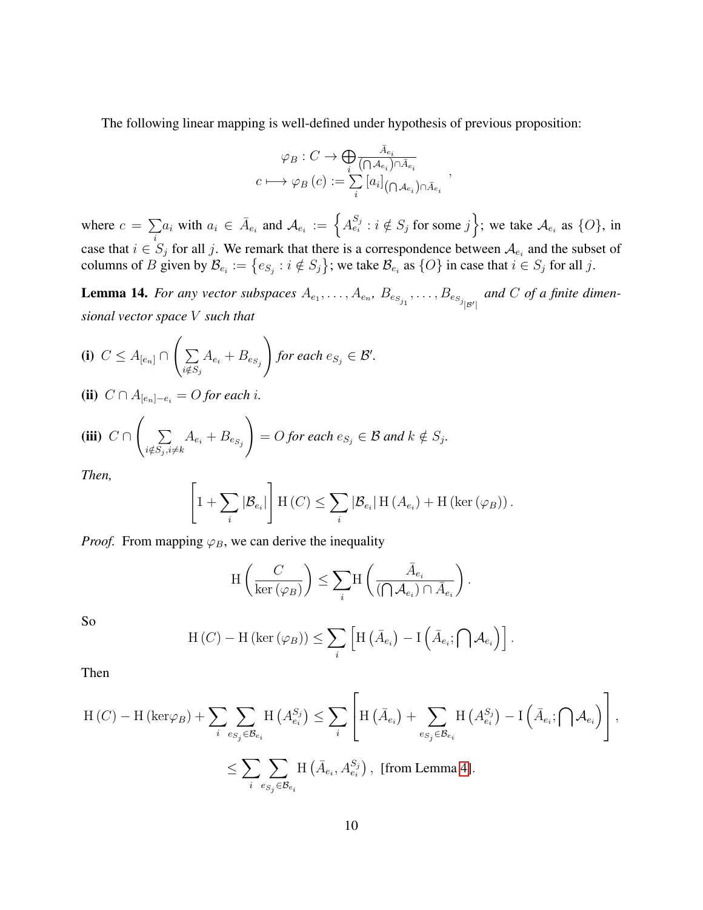The following linear mapping is well-defined under hypothesis of previous proposition:

$$
\begin{gathered}
\varphi_B : C \to \bigoplus_i \frac{\bar{A}_{e_i}}{\left(\bigcap \mathcal{A}_{e_i}\right) \cap \bar{A}_{e_i}} \\
c \longmapsto \varphi_B(c) := \sum_i [a_i]_{\left(\bigcap \mathcal{A}_{e_i}\right) \cap \bar{A}_{e_i}}
\end{gathered},
$$

where $c = \sum_i a_i$ with $a_i \in \bar{A}_{e_i}$ and $\mathcal{A}_{e_i} := \left\{ A_{e_i}^{S_j} : i \notin S_j \text{ for some } j \right\}$; we take $\mathcal{A}_{e_i}$ as $\{O\}$, in case that $i \in S_j$ for all $j$. We remark that there is a correspondence between $\mathcal{A}_{e_i}$ and the subset of columns of $B$ given by $\mathcal{B}_{e_i} := \left\{ e_{S_j} : i \notin S_j \right\}$; we take $\mathcal{B}_{e_i}$ as $\{O\}$ in case that $i \in S_j$ for all $j$.

**Lemma 14.** *For any vector subspaces $A_{e_1}, \ldots, A_{e_n}$, $B_{e_{S_{j_1}}}, \ldots, B_{e_{S_{j_{|\mathcal{B}'|}}}}$ and $C$ of a finite dimensional vector space $V$ such that*

**(i)** $C \leq A_{[e_n]} \cap \left( \sum_{i \notin S_j} A_{e_i} + B_{e_{S_j}} \right)$ *for each $e_{S_j} \in \mathcal{B}'$.*

**(ii)** $C \cap A_{[e_n]-e_i} = O$ *for each $i$.*

**(iii)** $C \cap \left( \sum_{i \notin S_j, i \neq k} A_{e_i} + B_{e_{S_j}} \right) = O$ *for each $e_{S_j} \in \mathcal{B}$ and $k \notin S_j$.*

*Then,*

$$
\left[ 1 + \sum_i |\mathcal{B}_{e_i}| \right] \mathrm{H}(C) \leq \sum_i |\mathcal{B}_{e_i}| \mathrm{H}(A_{e_i}) + \mathrm{H}(\ker(\varphi_B)).
$$

*Proof.* From mapping $\varphi_B$, we can derive the inequality

$$
\mathrm{H}\left( \frac{C}{\ker(\varphi_B)} \right) \leq \sum_i \mathrm{H}\left( \frac{\bar{A}_{e_i}}{\left(\bigcap \mathcal{A}_{e_i}\right) \cap \bar{A}_{e_i}} \right).
$$

So

$$
\mathrm{H}(C) - \mathrm{H}(\ker(\varphi_B)) \leq \sum_i \left[ \mathrm{H}\left(\bar{A}_{e_i}\right) - \mathrm{I}\left(\bar{A}_{e_i}; \bigcap \mathcal{A}_{e_i}\right) \right].
$$

Then

$$
\begin{aligned}
\mathrm{H}(C) - \mathrm{H}(\ker \varphi_B) + \sum_i \sum_{e_{S_j} \in \mathcal{B}_{e_i}} \mathrm{H}\left(A_{e_i}^{S_j}\right) &\leq \sum_i \left[ \mathrm{H}\left(\bar{A}_{e_i}\right) + \sum_{e_{S_j} \in \mathcal{B}_{e_i}} \mathrm{H}\left(A_{e_i}^{S_j}\right) - \mathrm{I}\left(\bar{A}_{e_i}; \bigcap \mathcal{A}_{e_i}\right) \right], \\
&\leq \sum_i \sum_{e_{S_j} \in \mathcal{B}_{e_i}} \mathrm{H}\left(\bar{A}_{e_i}, A_{e_i}^{S_j}\right), \text{ [from Lemma 4].}
\end{aligned}
$$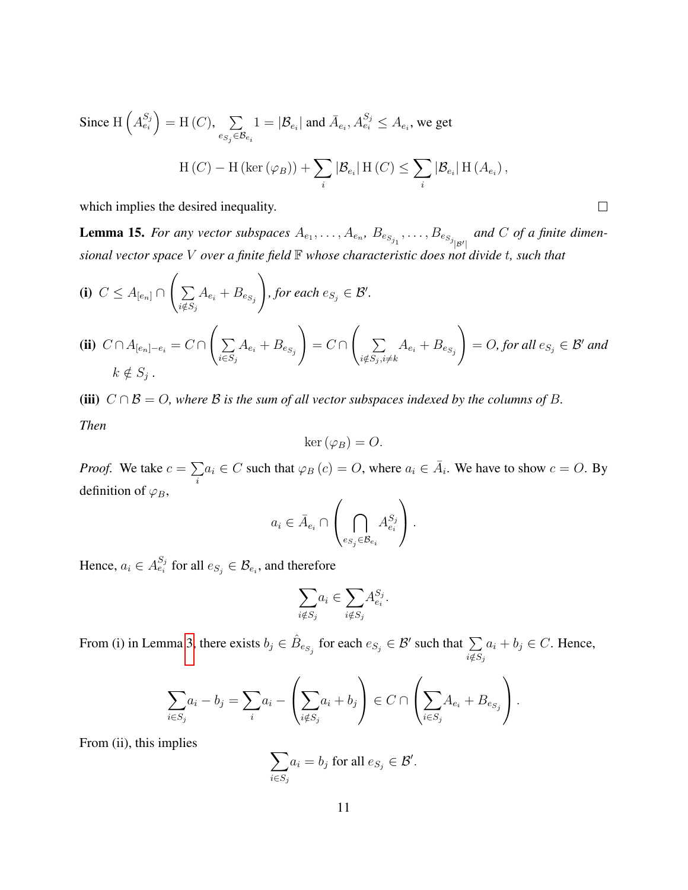Since $\mathrm{H}\left(A_{e_i}^{S_j}\right) = \mathrm{H}\left(C\right)$, $\sum\limits_{e_{S_j} \in \mathcal{B}_{e_i}} 1 = |\mathcal{B}_{e_i}|$ and $\bar{A}_{e_i}, A_{e_i}^{S_j} \leq A_{e_i}$, we get

$$\mathrm{H}\left(C\right) - \mathrm{H}\left(\ker\left(\varphi_B\right)\right) + \sum_i |\mathcal{B}_{e_i}|\, \mathrm{H}\left(C\right) \leq \sum_i |\mathcal{B}_{e_i}|\, \mathrm{H}\left(A_{e_i}\right),$$

which implies the desired inequality. □

**Lemma 15.** *For any vector subspaces $A_{e_1}, \ldots, A_{e_n}$, $B_{e_{S_{j_1}}}, \ldots, B_{e_{S_{j_{|\mathcal{B}'|}}}}$ and $C$ of a finite dimensional vector space $V$ over a finite field $\mathbb{F}$ whose characteristic does not divide $t$, such that*

**(i)** $C \leq A_{[e_n]} \cap \left(\sum\limits_{i \notin S_j} A_{e_i} + B_{e_{S_j}}\right)$*, for each $e_{S_j} \in \mathcal{B}'$.*

**(ii)** $C \cap A_{[e_n]-e_i} = C \cap \left(\sum\limits_{i \in S_j} A_{e_i} + B_{e_{S_j}}\right) = C \cap \left(\sum\limits_{i \notin S_j, i \neq k} A_{e_i} + B_{e_{S_j}}\right) = O$*, for all $e_{S_j} \in \mathcal{B}'$ and $k \notin S_j$.*

**(iii)** $C \cap \mathcal{B} = O$*, where $\mathcal{B}$ is the sum of all vector subspaces indexed by the columns of $B$.*

*Then*

$$\ker\left(\varphi_B\right) = O.$$

*Proof.* We take $c = \sum\limits_i a_i \in C$ such that $\varphi_B\left(c\right) = O$, where $a_i \in \bar{A}_i$. We have to show $c = O$. By definition of $\varphi_B$,

$$a_i \in \bar{A}_{e_i} \cap \left(\bigcap_{e_{S_j} \in \mathcal{B}_{e_i}} A_{e_i}^{S_j}\right).$$

Hence, $a_i \in A_{e_i}^{S_j}$ for all $e_{S_j} \in \mathcal{B}_{e_i}$, and therefore

$$\sum_{i \notin S_j} a_i \in \sum_{i \notin S_j} A_{e_i}^{S_j}.$$

From (i) in Lemma 3, there exists $b_j \in \hat{B}_{e_{S_j}}$ for each $e_{S_j} \in \mathcal{B}'$ such that $\sum\limits_{i \notin S_j} a_i + b_j \in C$. Hence,

$$\sum_{i \in S_j} a_i - b_j = \sum_i a_i - \left(\sum_{i \notin S_j} a_i + b_j\right) \in C \cap \left(\sum_{i \in S_j} A_{e_i} + B_{e_{S_j}}\right).$$

From (ii), this implies

$$\sum_{i \in S_j} a_i = b_j \text{ for all } e_{S_j} \in \mathcal{B}'.$$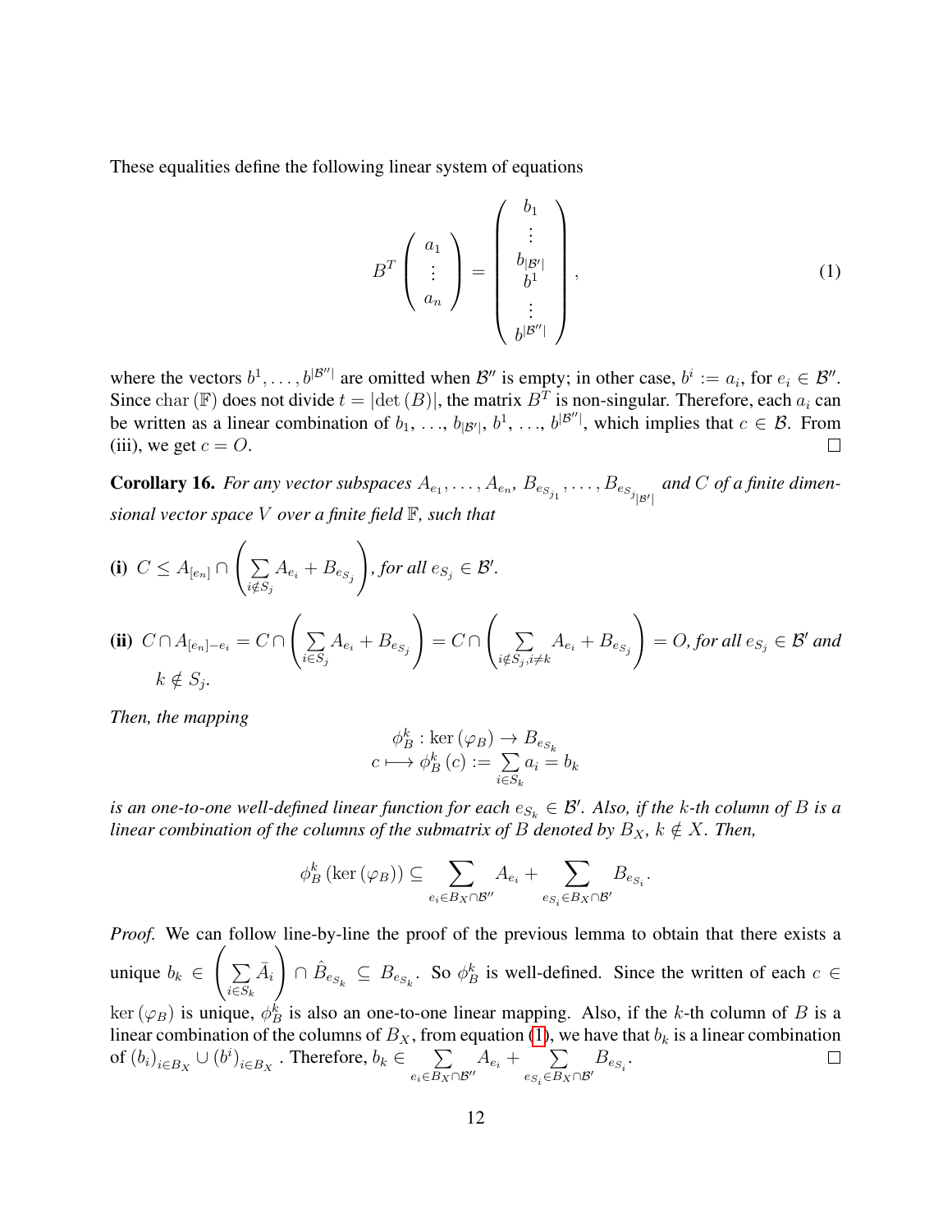These equalities define the following linear system of equations

$$B^T \begin{pmatrix} a_1 \\ \vdots \\ a_n \end{pmatrix} = \begin{pmatrix} b_1 \\ \vdots \\ b_{|\mathcal{B}'|} \\ b^1 \\ \vdots \\ b^{|\mathcal{B}''|} \end{pmatrix}, \tag{1}$$

where the vectors $b^1, \ldots, b^{|\mathcal{B}''|}$ are omitted when $\mathcal{B}''$ is empty; in other case, $b^i := a_i$, for $e_i \in \mathcal{B}''$. Since $\operatorname{char}(\mathbb{F})$ does not divide $t = |\det(B)|$, the matrix $B^T$ is non-singular. Therefore, each $a_i$ can be written as a linear combination of $b_1, \ldots, b_{|\mathcal{B}'|}, b^1, \ldots, b^{|\mathcal{B}''|}$, which implies that $c \in \mathcal{B}$. From (iii), we get $c = O$. $\square$

**Corollary 16.** *For any vector subspaces $A_{e_1}, \ldots, A_{e_n}, B_{e_{S_{j_1}}}, \ldots, B_{e_{S_{j_{|\mathcal{B}'|}}}}$ and $C$ of a finite dimensional vector space $V$ over a finite field $\mathbb{F}$, such that*

**(i)** $C \leq A_{[e_n]} \cap \left( \sum_{i \notin S_j} A_{e_i} + B_{e_{S_j}} \right)$, *for all $e_{S_j} \in \mathcal{B}'$.*

**(ii)** $C \cap A_{[e_n]-e_i} = C \cap \left( \sum_{i \in S_j} A_{e_i} + B_{e_{S_j}} \right) = C \cap \left( \sum_{i \notin S_j, i \neq k} A_{e_i} + B_{e_{S_j}} \right) = O$, *for all $e_{S_j} \in \mathcal{B}'$ and $k \notin S_j$.*

*Then, the mapping*

$$\begin{aligned} \phi_B^k : \ker(\varphi_B) &\rightarrow B_{e_{S_k}} \\ c \longmapsto \phi_B^k(c) &:= \sum_{i \in S_k} a_i = b_k \end{aligned}$$

*is an one-to-one well-defined linear function for each $e_{S_k} \in \mathcal{B}'$. Also, if the $k$-th column of $B$ is a linear combination of the columns of the submatrix of $B$ denoted by $B_X$, $k \notin X$. Then,*

$$\phi_B^k(\ker(\varphi_B)) \subseteq \sum_{e_i \in B_X \cap \mathcal{B}''} A_{e_i} + \sum_{e_{S_i} \in B_X \cap \mathcal{B}'} B_{e_{S_i}}.$$

*Proof.* We can follow line-by-line the proof of the previous lemma to obtain that there exists a unique $b_k \in \left( \sum_{i \in S_k} \bar{A}_i \right) \cap \hat{B}_{e_{S_k}} \subseteq B_{e_{S_k}}$. So $\phi_B^k$ is well-defined. Since the written of each $c \in \ker(\varphi_B)$ is unique, $\phi_B^k$ is also an one-to-one linear mapping. Also, if the $k$-th column of $B$ is a linear combination of the columns of $B_X$, from equation (1), we have that $b_k$ is a linear combination of $(b_i)_{i \in B_X} \cup (b^i)_{i \in B_X}$. Therefore, $b_k \in \sum_{e_i \in B_X \cap \mathcal{B}''} A_{e_i} + \sum_{e_{S_i} \in B_X \cap \mathcal{B}'} B_{e_{S_i}}$. $\square$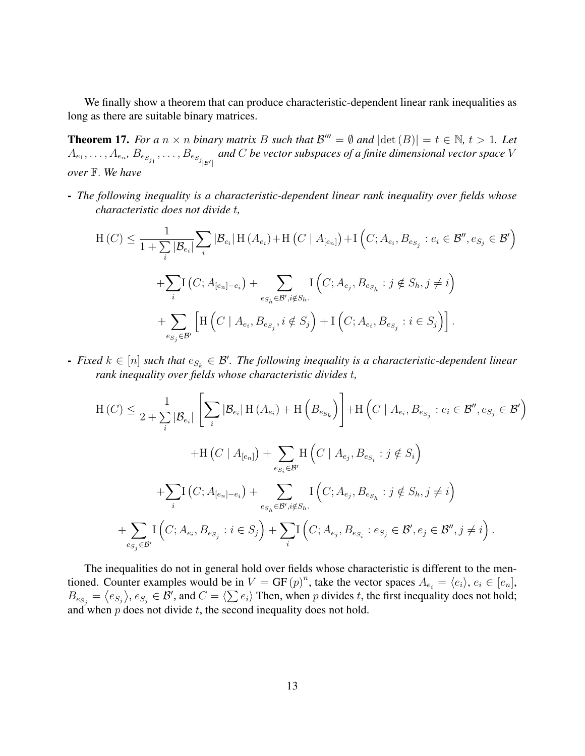We finally show a theorem that can produce characteristic-dependent linear rank inequalities as long as there are suitable binary matrices.

**Theorem 17.** *For a $n \times n$ binary matrix $B$ such that $\mathcal{B}''' = \emptyset$ and $|\det(B)| = t \in \mathbb{N}$, $t > 1$. Let $A_{e_1}, \ldots, A_{e_n}$, $B_{e_{S_{j_1}}}, \ldots, B_{e_{S_{j_{|\mathcal{B}'|}}}}$ and $C$ be vector subspaces of a finite dimensional vector space $V$ over $\mathbb{F}$. We have*

- *The following inequality is a characteristic-dependent linear rank inequality over fields whose characteristic does not divide $t$,*

$$\mathrm{H}(C) \leq \frac{1}{1+\sum_i |\mathcal{B}_{e_i}|} \sum_i |\mathcal{B}_{e_i}| \mathrm{H}(A_{e_i}) + \mathrm{H}\left(C \mid A_{[e_n]}\right) + \mathrm{I}\left(C; A_{e_i}, B_{e_{S_j}} : e_i \in \mathcal{B}'', e_{S_j} \in \mathcal{B}'\right)$$

$$+ \sum_i \mathrm{I}\left(C; A_{[e_n]-e_i}\right) + \sum_{e_{S_h} \in \mathcal{B}', i \notin S_h.} \mathrm{I}\left(C; A_{e_j}, B_{e_{S_h}} : j \notin S_h, j \neq i\right)$$

$$+ \sum_{e_{S_j} \in \mathcal{B}'} \left[\mathrm{H}\left(C \mid A_{e_i}, B_{e_{S_j}}, i \notin S_j\right) + \mathrm{I}\left(C; A_{e_i}, B_{e_{S_j}} : i \in S_j\right)\right].$$

- *Fixed $k \in [n]$ such that $e_{S_k} \in \mathcal{B}'$. The following inequality is a characteristic-dependent linear rank inequality over fields whose characteristic divides $t$,*

$$\mathrm{H}(C) \leq \frac{1}{2+\sum_i |\mathcal{B}_{e_i}|} \left[\sum_i |\mathcal{B}_{e_i}| \mathrm{H}(A_{e_i}) + \mathrm{H}\left(B_{e_{S_k}}\right)\right] + \mathrm{H}\left(C \mid A_{e_i}, B_{e_{S_j}} : e_i \in \mathcal{B}'', e_{S_j} \in \mathcal{B}'\right)$$

$$+ \mathrm{H}\left(C \mid A_{[e_n]}\right) + \sum_{e_{S_i} \in \mathcal{B}'} \mathrm{H}\left(C \mid A_{e_j}, B_{e_{S_i}} : j \notin S_i\right)$$

$$+ \sum_i \mathrm{I}\left(C; A_{[e_n]-e_i}\right) + \sum_{e_{S_h} \in \mathcal{B}', i \notin S_h.} \mathrm{I}\left(C; A_{e_j}, B_{e_{S_h}} : j \notin S_h, j \neq i\right)$$

$$+ \sum_{e_{S_j} \in \mathcal{B}'} \mathrm{I}\left(C; A_{e_i}, B_{e_{S_j}} : i \in S_j\right) + \sum_i \mathrm{I}\left(C; A_{e_j}, B_{e_{S_i}} : e_{S_j} \in \mathcal{B}', e_j \in \mathcal{B}'', j \neq i\right).$$

The inequalities do not in general hold over fields whose characteristic is different to the mentioned. Counter examples would be in $V = \mathrm{GF}(p)^n$, take the vector spaces $A_{e_i} = \langle e_i \rangle$, $e_i \in [e_n]$, $B_{e_{S_j}} = \langle e_{S_j} \rangle$, $e_{S_j} \in \mathcal{B}'$, and $C = \langle \sum e_i \rangle$ Then, when $p$ divides $t$, the first inequality does not hold; and when $p$ does not divide $t$, the second inequality does not hold.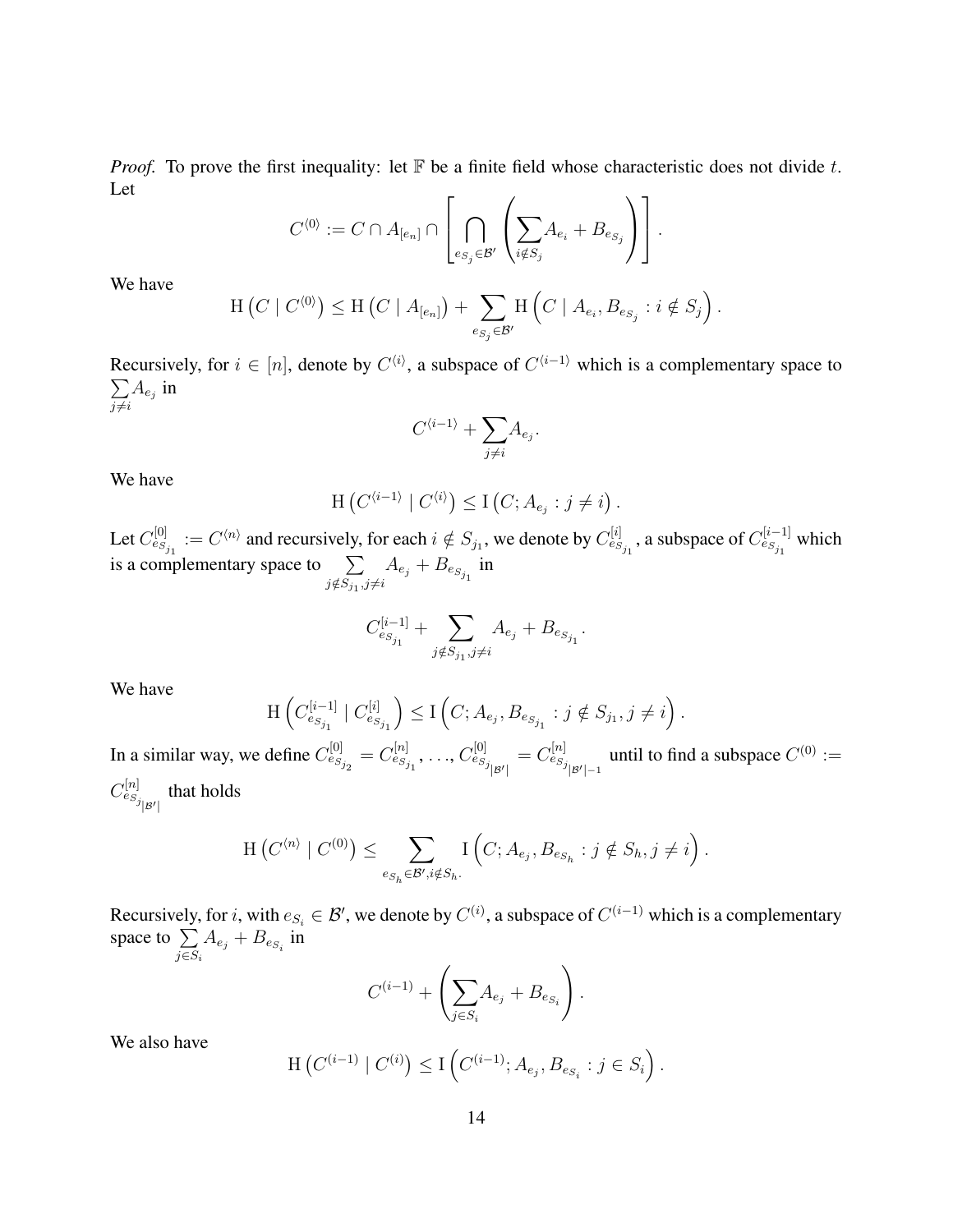*Proof.* To prove the first inequality: let $\mathbb{F}$ be a finite field whose characteristic does not divide $t$. Let

$$C^{\langle 0 \rangle} := C \cap A_{[e_n]} \cap \left[ \bigcap_{e_{S_j} \in \mathcal{B}'} \left( \sum_{i \notin S_j} A_{e_i} + B_{e_{S_j}} \right) \right].$$

We have

$$\mathrm{H}\left(C \mid C^{\langle 0 \rangle}\right) \leq \mathrm{H}\left(C \mid A_{[e_n]}\right) + \sum_{e_{S_j} \in \mathcal{B}'} \mathrm{H}\left(C \mid A_{e_i}, B_{e_{S_j}} : i \notin S_j\right).$$

Recursively, for $i \in [n]$, denote by $C^{\langle i \rangle}$, a subspace of $C^{\langle i-1 \rangle}$ which is a complementary space to $\sum_{j \neq i} A_{e_j}$ in

$$C^{\langle i-1 \rangle} + \sum_{j \neq i} A_{e_j}.$$

We have

$$\mathrm{H}\left(C^{\langle i-1 \rangle} \mid C^{\langle i \rangle}\right) \leq \mathrm{I}\left(C; A_{e_j} : j \neq i\right).$$

Let $C^{[0]}_{e_{S_{j_1}}} := C^{\langle n \rangle}$ and recursively, for each $i \notin S_{j_1}$, we denote by $C^{[i]}_{e_{S_{j_1}}}$, a subspace of $C^{[i-1]}_{e_{S_{j_1}}}$ which is a complementary space to $\sum_{j \notin S_{j_1}, j \neq i} A_{e_j} + B_{e_{S_{j_1}}}$ in

$$C^{[i-1]}_{e_{S_{j_1}}} + \sum_{j \notin S_{j_1}, j \neq i} A_{e_j} + B_{e_{S_{j_1}}}.$$

We have

$$\mathrm{H}\left(C^{[i-1]}_{e_{S_{j_1}}} \mid C^{[i]}_{e_{S_{j_1}}}\right) \leq \mathrm{I}\left(C; A_{e_j}, B_{e_{S_{j_1}}} : j \notin S_{j_1}, j \neq i\right).$$

In a similar way, we define $C^{[0]}_{e_{S_{j_2}}} = C^{[n]}_{e_{S_{j_1}}}, \ldots, C^{[0]}_{e_{S_{j_{|\mathcal{B}'|}}}} = C^{[n]}_{e_{S_{j_{|\mathcal{B}'|-1}}}}$ until to find a subspace $C^{(0)} := C^{[n]}_{e_{S_{j_{|\mathcal{B}'|}}}}$ that holds

$$\mathrm{H}\left(C^{\langle n \rangle} \mid C^{(0)}\right) \leq \sum_{e_{S_h} \in \mathcal{B}', i \notin S_h.} \mathrm{I}\left(C; A_{e_j}, B_{e_{S_h}} : j \notin S_h, j \neq i\right).$$

Recursively, for $i$, with $e_{S_i} \in \mathcal{B}'$, we denote by $C^{(i)}$, a subspace of $C^{(i-1)}$ which is a complementary space to $\sum_{j \in S_i} A_{e_j} + B_{e_{S_i}}$ in

$$C^{(i-1)} + \left( \sum_{j \in S_i} A_{e_j} + B_{e_{S_i}} \right).$$

We also have

$$\mathrm{H}\left(C^{(i-1)} \mid C^{(i)}\right) \leq \mathrm{I}\left(C^{(i-1)}; A_{e_j}, B_{e_{S_i}} : j \in S_i\right).$$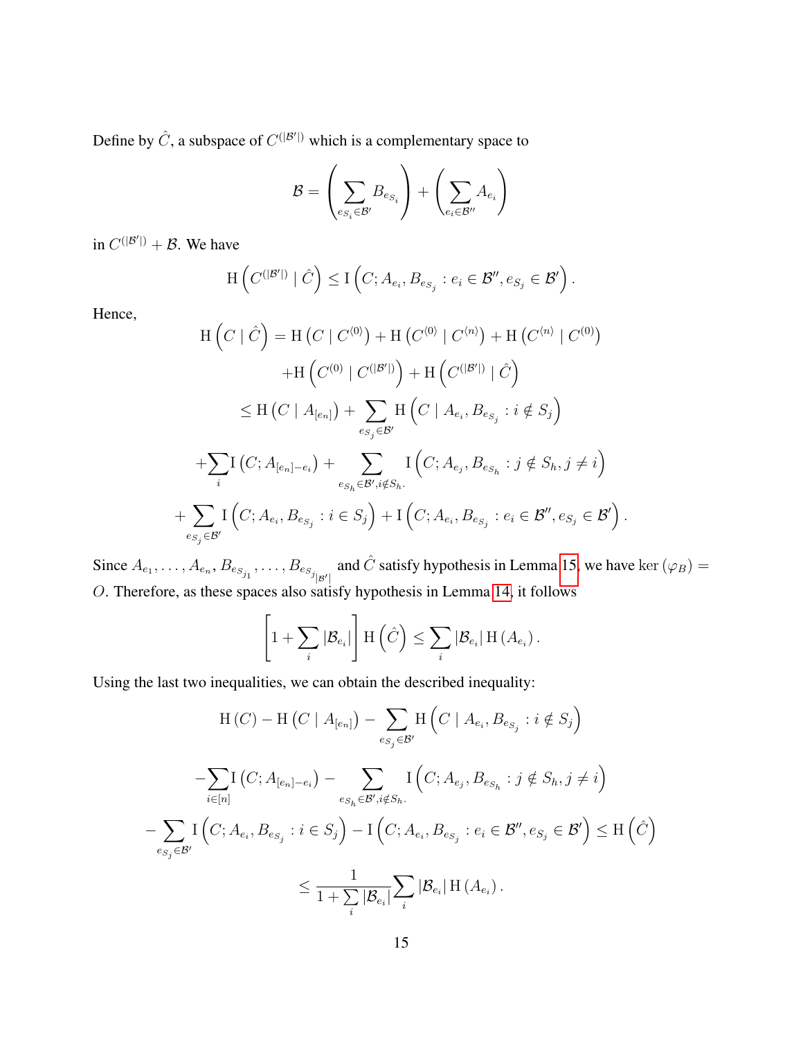Define by $\hat{C}$, a subspace of $C^{(|\mathcal{B}'|)}$ which is a complementary space to

$$\mathcal{B} = \left(\sum_{e_{S_i} \in \mathcal{B}'} B_{e_{S_i}}\right) + \left(\sum_{e_i \in \mathcal{B}''} A_{e_i}\right)$$

in $C^{(|\mathcal{B}'|)} + \mathcal{B}$. We have

$$\mathrm{H}\left(C^{(|\mathcal{B}'|)} \mid \hat{C}\right) \leq \mathrm{I}\left(C; A_{e_i}, B_{e_{S_j}} : e_i \in \mathcal{B}'', e_{S_j} \in \mathcal{B}'\right).$$

Hence,

$$\begin{aligned}
\mathrm{H}\left(C \mid \hat{C}\right) = {} & \mathrm{H}\left(C \mid C^{\langle 0 \rangle}\right) + \mathrm{H}\left(C^{\langle 0 \rangle} \mid C^{\langle n \rangle}\right) + \mathrm{H}\left(C^{\langle n \rangle} \mid C^{(0)}\right) \\
& + \mathrm{H}\left(C^{(0)} \mid C^{(|\mathcal{B}'|)}\right) + \mathrm{H}\left(C^{(|\mathcal{B}'|)} \mid \hat{C}\right) \\
\leq {} & \mathrm{H}\left(C \mid A_{[e_n]}\right) + \sum_{e_{S_j} \in \mathcal{B}'} \mathrm{H}\left(C \mid A_{e_i}, B_{e_{S_j}} : i \notin S_j\right) \\
& + \sum_i \mathrm{I}\left(C; A_{[e_n]-e_i}\right) + \sum_{e_{S_h} \in \mathcal{B}', i \notin S_h.} \mathrm{I}\left(C; A_{e_j}, B_{e_{S_h}} : j \notin S_h, j \neq i\right) \\
& + \sum_{e_{S_j} \in \mathcal{B}'} \mathrm{I}\left(C; A_{e_i}, B_{e_{S_j}} : i \in S_j\right) + \mathrm{I}\left(C; A_{e_i}, B_{e_{S_j}} : e_i \in \mathcal{B}'', e_{S_j} \in \mathcal{B}'\right).
\end{aligned}$$

Since $A_{e_1}, \ldots, A_{e_n}, B_{e_{S_{j_1}}}, \ldots, B_{e_{S_{j_{|\mathcal{B}'|}}}}$ and $\hat{C}$ satisfy hypothesis in Lemma 15, we have $\ker(\varphi_B) = O$. Therefore, as these spaces also satisfy hypothesis in Lemma 14, it follows

$$\left[1 + \sum_i |\mathcal{B}_{e_i}|\right] \mathrm{H}\left(\hat{C}\right) \leq \sum_i |\mathcal{B}_{e_i}| \, \mathrm{H}\left(A_{e_i}\right).$$

Using the last two inequalities, we can obtain the described inequality:

$$\begin{aligned}
& \mathrm{H}(C) - \mathrm{H}\left(C \mid A_{[e_n]}\right) - \sum_{e_{S_j} \in \mathcal{B}'} \mathrm{H}\left(C \mid A_{e_i}, B_{e_{S_j}} : i \notin S_j\right) \\
& - \sum_{i \in [n]} \mathrm{I}\left(C; A_{[e_n]-e_i}\right) - \sum_{e_{S_h} \in \mathcal{B}', i \notin S_h.} \mathrm{I}\left(C; A_{e_j}, B_{e_{S_h}} : j \notin S_h, j \neq i\right) \\
& - \sum_{e_{S_j} \in \mathcal{B}'} \mathrm{I}\left(C; A_{e_i}, B_{e_{S_j}} : i \in S_j\right) - \mathrm{I}\left(C; A_{e_i}, B_{e_{S_j}} : e_i \in \mathcal{B}'', e_{S_j} \in \mathcal{B}'\right) \leq \mathrm{H}\left(\hat{C}\right) \\
& \leq \frac{1}{1 + \sum_i |\mathcal{B}_{e_i}|} \sum_i |\mathcal{B}_{e_i}| \, \mathrm{H}\left(A_{e_i}\right).
\end{aligned}$$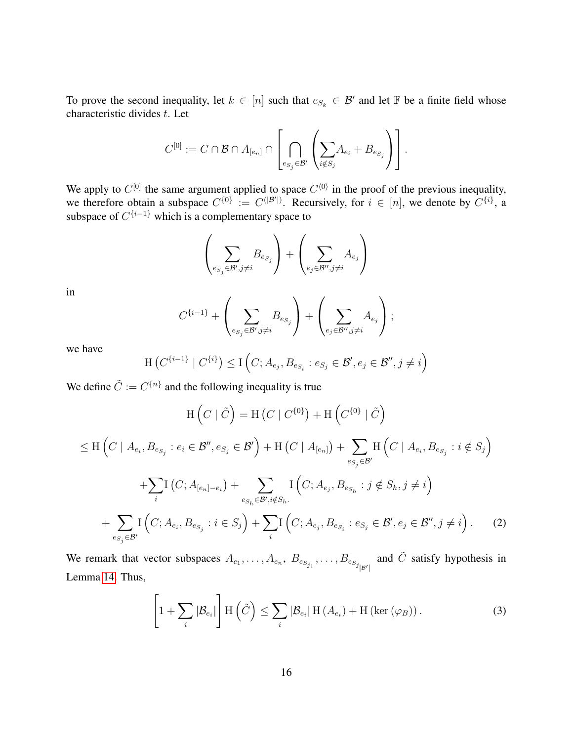To prove the second inequality, let $k \in [n]$ such that $e_{S_k} \in \mathcal{B}'$ and let $\mathbb{F}$ be a finite field whose characteristic divides $t$. Let

$$C^{[0]} := C \cap \mathcal{B} \cap A_{[e_n]} \cap \left[ \bigcap_{e_{S_j} \in \mathcal{B}'} \left( \sum_{i \notin S_j} A_{e_i} + B_{e_{S_j}} \right) \right].$$

We apply to $C^{[0]}$ the same argument applied to space $C^{\langle 0 \rangle}$ in the proof of the previous inequality, we therefore obtain a subspace $C^{\{0\}} := C^{(|\mathcal{B}'|)}$. Recursively, for $i \in [n]$, we denote by $C^{\{i\}}$, a subspace of $C^{\{i-1\}}$ which is a complementary space to

$$\left( \sum_{e_{S_j} \in \mathcal{B}', j \neq i} B_{e_{S_j}} \right) + \left( \sum_{e_j \in \mathcal{B}'', j \neq i} A_{e_j} \right)$$

in

$$C^{\{i-1\}} + \left( \sum_{e_{S_j} \in \mathcal{B}', j \neq i} B_{e_{S_j}} \right) + \left( \sum_{e_j \in \mathcal{B}'', j \neq i} A_{e_j} \right);$$

we have

$$\mathrm{H}\left(C^{\{i-1\}} \mid C^{\{i\}}\right) \leq \mathrm{I}\left(C; A_{e_j}, B_{e_{S_i}} : e_{S_j} \in \mathcal{B}', e_j \in \mathcal{B}'', j \neq i\right)$$

We define $\tilde{C} := C^{\{n\}}$ and the following inequality is true

$$\mathrm{H}\left(C \mid \tilde{C}\right) = \mathrm{H}\left(C \mid C^{\{0\}}\right) + \mathrm{H}\left(C^{\{0\}} \mid \tilde{C}\right)$$

$$\begin{aligned}
&\leq \mathrm{H}\left(C \mid A_{e_i}, B_{e_{S_j}} : e_i \in \mathcal{B}'', e_{S_j} \in \mathcal{B}'\right) + \mathrm{H}\left(C \mid A_{[e_n]}\right) + \sum_{e_{S_j} \in \mathcal{B}'} \mathrm{H}\left(C \mid A_{e_i}, B_{e_{S_j}} : i \notin S_j\right) \\
&\quad + \sum_i \mathrm{I}\left(C; A_{[e_n]-e_i}\right) + \sum_{e_{S_h} \in \mathcal{B}', i \notin S_h.} \mathrm{I}\left(C; A_{e_j}, B_{e_{S_h}} : j \notin S_h, j \neq i\right) \\
&\quad + \sum_{e_{S_j} \in \mathcal{B}'} \mathrm{I}\left(C; A_{e_i}, B_{e_{S_j}} : i \in S_j\right) + \sum_i \mathrm{I}\left(C; A_{e_j}, B_{e_{S_i}} : e_{S_j} \in \mathcal{B}', e_j \in \mathcal{B}'', j \neq i\right). \qquad (2)
\end{aligned}$$

We remark that vector subspaces $A_{e_1}, \ldots, A_{e_n}$, $B_{e_{S_{j_1}}}, \ldots, B_{e_{S_{j_{|\mathcal{B}'|}}}}$ and $\tilde{C}$ satisfy hypothesis in Lemma 14. Thus,

$$\left[1 + \sum_i |\mathcal{B}_{e_i}|\right] \mathrm{H}\left(\tilde{C}\right) \leq \sum_i |\mathcal{B}_{e_i}| \, \mathrm{H}\left(A_{e_i}\right) + \mathrm{H}\left(\ker\left(\varphi_B\right)\right). \qquad (3)$$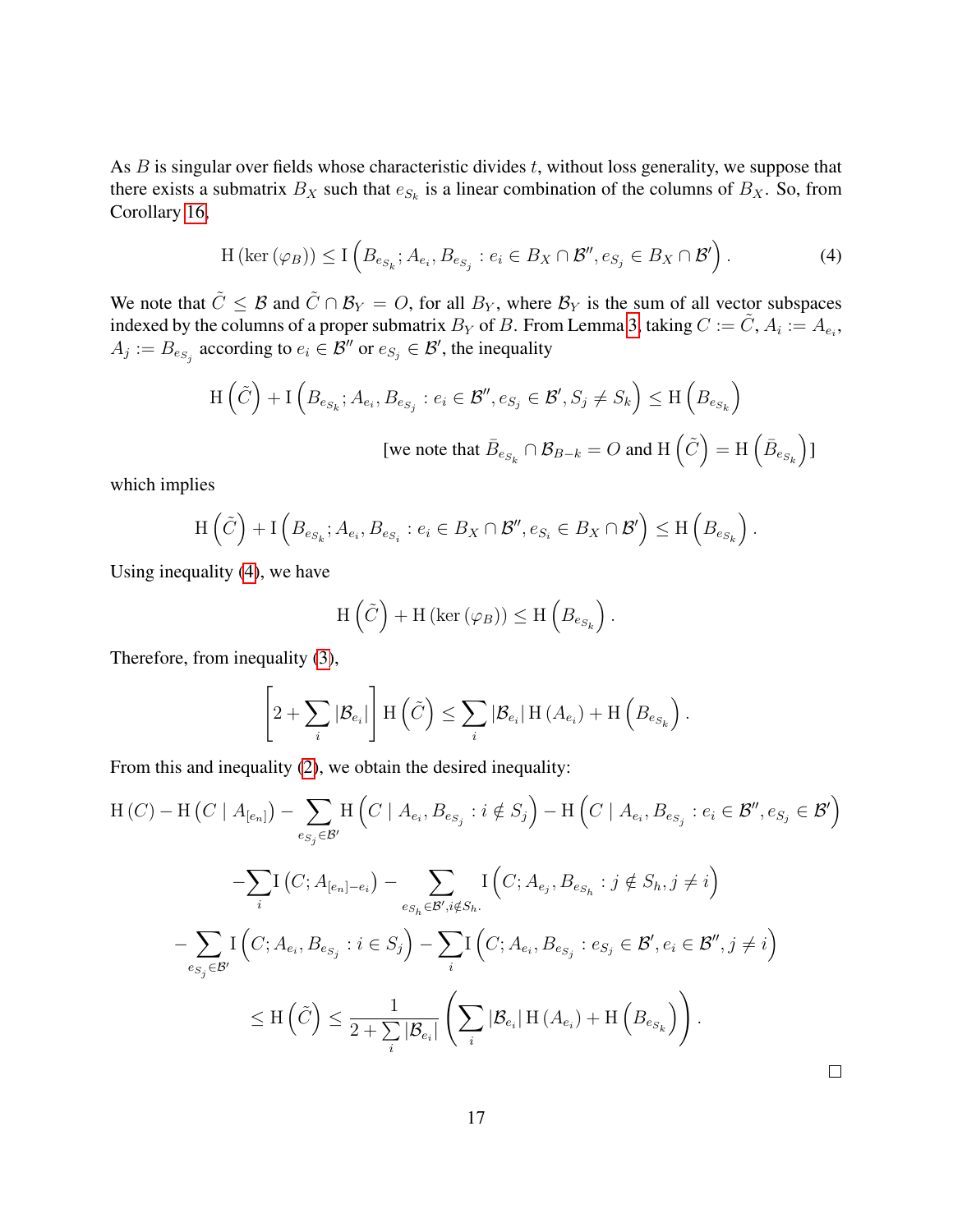As $B$ is singular over fields whose characteristic divides $t$, without loss generality, we suppose that there exists a submatrix $B_X$ such that $e_{S_k}$ is a linear combination of the columns of $B_X$. So, from Corollary 16,

$$\mathrm{H}\left(\ker\left(\varphi_B\right)\right) \leq \mathrm{I}\left(B_{e_{S_k}}; A_{e_i}, B_{e_{S_j}} : e_i \in B_X \cap \mathcal{B}'', e_{S_j} \in B_X \cap \mathcal{B}'\right). \tag{4}$$

We note that $\tilde{C} \leq \mathcal{B}$ and $\tilde{C} \cap \mathcal{B}_Y = O$, for all $B_Y$, where $\mathcal{B}_Y$ is the sum of all vector subspaces indexed by the columns of a proper submatrix $B_Y$ of $B$. From Lemma 3, taking $C := \tilde{C}$, $A_i := A_{e_i}$, $A_j := B_{e_{S_j}}$ according to $e_i \in \mathcal{B}''$ or $e_{S_j} \in \mathcal{B}'$, the inequality

$$\mathrm{H}\left(\tilde{C}\right) + \mathrm{I}\left(B_{e_{S_k}}; A_{e_i}, B_{e_{S_j}} : e_i \in \mathcal{B}'', e_{S_j} \in \mathcal{B}', S_j \neq S_k\right) \leq \mathrm{H}\left(B_{e_{S_k}}\right)$$

[we note that $\bar{B}_{e_{S_k}} \cap \mathcal{B}_{B-k} = O$ and $\mathrm{H}\left(\tilde{C}\right) = \mathrm{H}\left(\bar{B}_{e_{S_k}}\right)$]

which implies

$$\mathrm{H}\left(\tilde{C}\right) + \mathrm{I}\left(B_{e_{S_k}}; A_{e_i}, B_{e_{S_i}} : e_i \in B_X \cap \mathcal{B}'', e_{S_i} \in B_X \cap \mathcal{B}'\right) \leq \mathrm{H}\left(B_{e_{S_k}}\right).$$

Using inequality (4), we have

$$\mathrm{H}\left(\tilde{C}\right) + \mathrm{H}\left(\ker\left(\varphi_B\right)\right) \leq \mathrm{H}\left(B_{e_{S_k}}\right).$$

Therefore, from inequality (3),

$$\left[2 + \sum_i |\mathcal{B}_{e_i}|\right] \mathrm{H}\left(\tilde{C}\right) \leq \sum_i |\mathcal{B}_{e_i}| \, \mathrm{H}\left(A_{e_i}\right) + \mathrm{H}\left(B_{e_{S_k}}\right).$$

From this and inequality (2), we obtain the desired inequality:

$$\begin{aligned}
\mathrm{H}(C) - \mathrm{H}\left(C \mid A_{[e_n]}\right) &- \sum_{e_{S_j} \in \mathcal{B}'} \mathrm{H}\left(C \mid A_{e_i}, B_{e_{S_j}} : i \notin S_j\right) - \mathrm{H}\left(C \mid A_{e_i}, B_{e_{S_j}} : e_i \in \mathcal{B}'', e_{S_j} \in \mathcal{B}'\right) \\
&- \sum_i \mathrm{I}\left(C; A_{[e_n]-e_i}\right) - \sum_{e_{S_h} \in \mathcal{B}', i \notin S_h.} \mathrm{I}\left(C; A_{e_j}, B_{e_{S_h}} : j \notin S_h, j \neq i\right) \\
&- \sum_{e_{S_j} \in \mathcal{B}'} \mathrm{I}\left(C; A_{e_i}, B_{e_{S_j}} : i \in S_j\right) - \sum_i \mathrm{I}\left(C; A_{e_i}, B_{e_{S_j}} : e_{S_j} \in \mathcal{B}', e_i \in \mathcal{B}'', j \neq i\right) \\
&\leq \mathrm{H}\left(\tilde{C}\right) \leq \frac{1}{2 + \sum_i |\mathcal{B}_{e_i}|} \left(\sum_i |\mathcal{B}_{e_i}| \, \mathrm{H}\left(A_{e_i}\right) + \mathrm{H}\left(B_{e_{S_k}}\right)\right).
\end{aligned}$$

□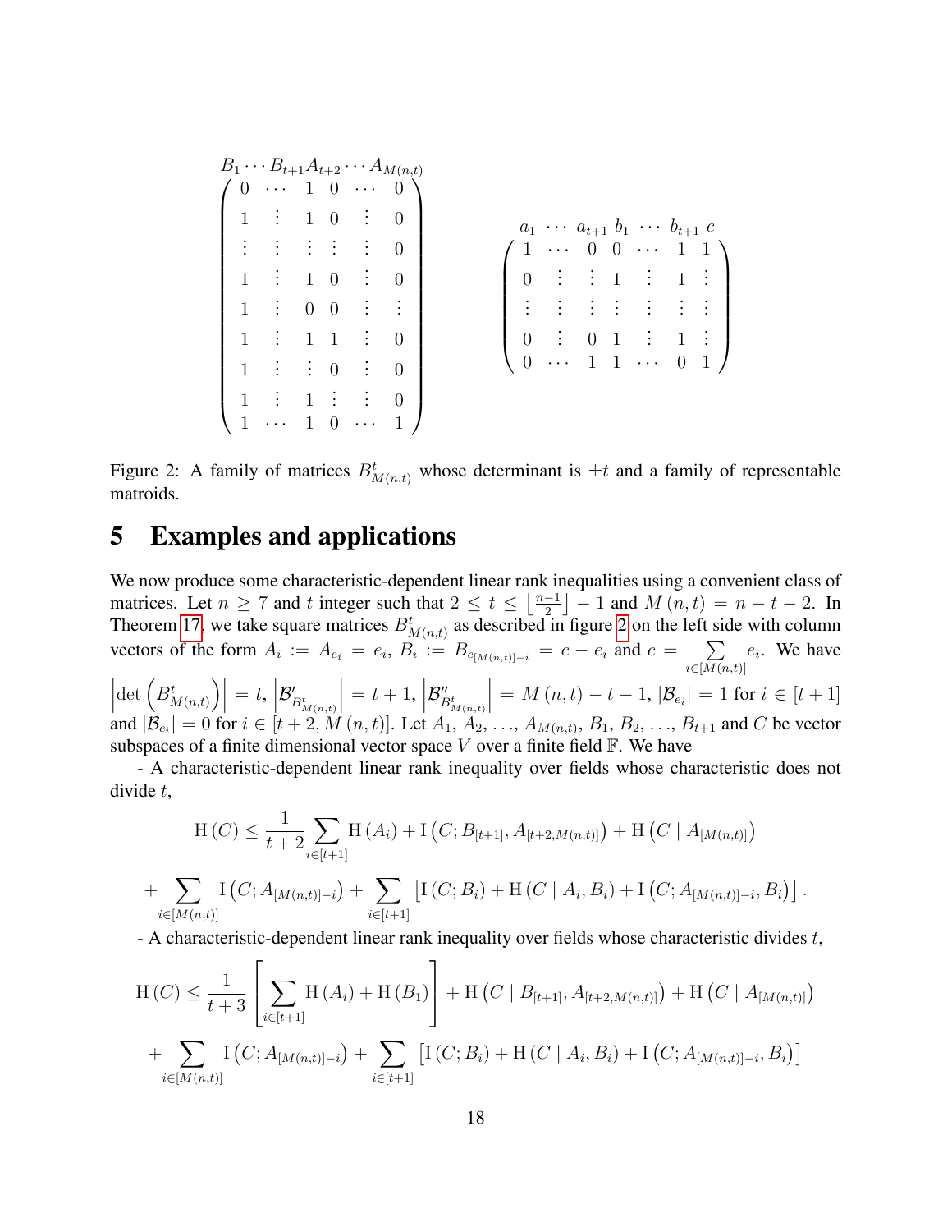$$
\begin{array}{c}
B_1 \cdots B_{t+1} A_{t+2} \cdots A_{M(n,t)} \\
\begin{pmatrix}
0 & \cdots & 1 & 0 & \cdots & 0 \\
1 & \vdots & 1 & 0 & \vdots & 0 \\
\vdots & \vdots & \vdots & \vdots & \vdots & 0 \\
1 & \vdots & 1 & 0 & \vdots & 0 \\
1 & \vdots & 0 & 0 & \vdots & \vdots \\
1 & \vdots & 1 & 1 & \vdots & 0 \\
1 & \vdots & \vdots & 0 & \vdots & 0 \\
1 & \vdots & 1 & \vdots & \vdots & 0 \\
1 & \cdots & 1 & 0 & \cdots & 1
\end{pmatrix}
\end{array}
\qquad
\begin{array}{c}
a_1 \ \cdots \ a_{t+1} \ b_1 \ \cdots \ b_{t+1} \ c \\
\begin{pmatrix}
1 & \cdots & 0 & 0 & \cdots & 1 & 1 \\
0 & \vdots & \vdots & 1 & \vdots & 1 & \vdots \\
\vdots & \vdots & \vdots & \vdots & \vdots & \vdots & \vdots \\
0 & \vdots & 0 & 1 & \vdots & 1 & \vdots \\
0 & \cdots & 1 & 1 & \cdots & 0 & 1
\end{pmatrix}
\end{array}
$$

Figure 2: A family of matrices $B^t_{M(n,t)}$ whose determinant is $\pm t$ and a family of representable matroids.

# 5 Examples and applications

We now produce some characteristic-dependent linear rank inequalities using a convenient class of matrices. Let $n \geq 7$ and $t$ integer such that $2 \leq t \leq \left\lfloor \frac{n-1}{2} \right\rfloor - 1$ and $M(n,t) = n - t - 2$. In Theorem 17, we take square matrices $B^t_{M(n,t)}$ as described in figure 2 on the left side with column vectors of the form $A_i := A_{e_i} = e_i$, $B_i := B_{e_{[M(n,t)]-i}} = c - e_i$ and $c = \sum_{i \in [M(n,t)]} e_i$. We have $\left|\det\left(B^t_{M(n,t)}\right)\right| = t$, $\left|\mathcal{B}'_{B^t_{M(n,t)}}\right| = t+1$, $\left|\mathcal{B}''_{B^t_{M(n,t)}}\right| = M(n,t) - t - 1$, $|\mathcal{B}_{e_i}| = 1$ for $i \in [t+1]$ and $|\mathcal{B}_{e_i}| = 0$ for $i \in [t+2, M(n,t)]$. Let $A_1, A_2, \ldots, A_{M(n,t)}, B_1, B_2, \ldots, B_{t+1}$ and $C$ be vector subspaces of a finite dimensional vector space $V$ over a finite field $\mathbb{F}$. We have

- A characteristic-dependent linear rank inequality over fields whose characteristic does not divide $t$,

$$
\mathrm{H}(C) \leq \frac{1}{t+2} \sum_{i \in [t+1]} \mathrm{H}(A_i) + \mathrm{I}\left(C; B_{[t+1]}, A_{[t+2, M(n,t)]}\right) + \mathrm{H}\left(C \mid A_{[M(n,t)]}\right)
$$

$$
+ \sum_{i \in [M(n,t)]} \mathrm{I}\left(C; A_{[M(n,t)]-i}\right) + \sum_{i \in [t+1]} \left[\mathrm{I}(C; B_i) + \mathrm{H}(C \mid A_i, B_i) + \mathrm{I}\left(C; A_{[M(n,t)]-i}, B_i\right)\right].
$$

- A characteristic-dependent linear rank inequality over fields whose characteristic divides $t$,

$$
\mathrm{H}(C) \leq \frac{1}{t+3} \left[\sum_{i \in [t+1]} \mathrm{H}(A_i) + \mathrm{H}(B_1)\right] + \mathrm{H}\left(C \mid B_{[t+1]}, A_{[t+2, M(n,t)]}\right) + \mathrm{H}\left(C \mid A_{[M(n,t)]}\right)
$$

$$
+ \sum_{i \in [M(n,t)]} \mathrm{I}\left(C; A_{[M(n,t)]-i}\right) + \sum_{i \in [t+1]} \left[\mathrm{I}(C; B_i) + \mathrm{H}(C \mid A_i, B_i) + \mathrm{I}\left(C; A_{[M(n,t)]-i}, B_i\right)\right]
$$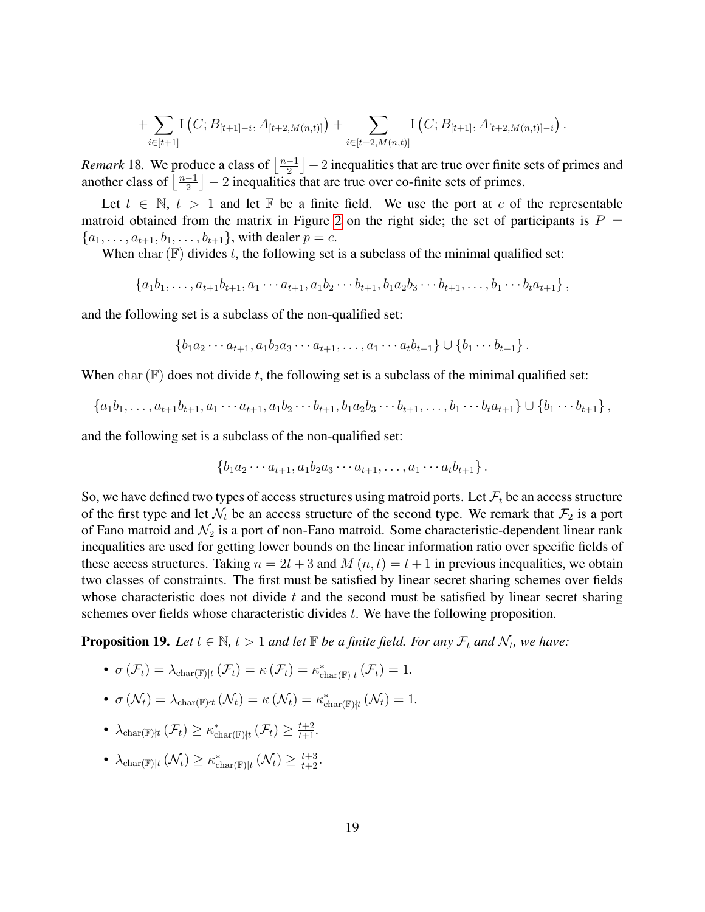$$+\sum_{i\in[t+1]} \mathrm{I}\left(C; B_{[t+1]-i}, A_{[t+2,M(n,t)]}\right) + \sum_{i\in[t+2,M(n,t)]} \mathrm{I}\left(C; B_{[t+1]}, A_{[t+2,M(n,t)]-i}\right).$$

*Remark* 18. We produce a class of $\left\lfloor \frac{n-1}{2} \right\rfloor - 2$ inequalities that are true over finite sets of primes and another class of $\left\lfloor \frac{n-1}{2} \right\rfloor - 2$ inequalities that are true over co-finite sets of primes.

Let $t \in \mathbb{N}$, $t > 1$ and let $\mathbb{F}$ be a finite field. We use the port at $c$ of the representable matroid obtained from the matrix in Figure 2 on the right side; the set of participants is $P = \{a_1, \ldots, a_{t+1}, b_1, \ldots, b_{t+1}\}$, with dealer $p = c$.

When $\mathrm{char}(\mathbb{F})$ divides $t$, the following set is a subclass of the minimal qualified set:

$$\{a_1b_1, \ldots, a_{t+1}b_{t+1}, a_1 \cdots a_{t+1}, a_1b_2 \cdots b_{t+1}, b_1a_2b_3 \cdots b_{t+1}, \ldots, b_1 \cdots b_ta_{t+1}\},$$

and the following set is a subclass of the non-qualified set:

$$\{b_1a_2 \cdots a_{t+1}, a_1b_2a_3 \cdots a_{t+1}, \ldots, a_1 \cdots a_tb_{t+1}\} \cup \{b_1 \cdots b_{t+1}\}.$$

When $\mathrm{char}(\mathbb{F})$ does not divide $t$, the following set is a subclass of the minimal qualified set:

$$\{a_1b_1, \ldots, a_{t+1}b_{t+1}, a_1 \cdots a_{t+1}, a_1b_2 \cdots b_{t+1}, b_1a_2b_3 \cdots b_{t+1}, \ldots, b_1 \cdots b_ta_{t+1}\} \cup \{b_1 \cdots b_{t+1}\},$$

and the following set is a subclass of the non-qualified set:

$$\{b_1a_2 \cdots a_{t+1}, a_1b_2a_3 \cdots a_{t+1}, \ldots, a_1 \cdots a_tb_{t+1}\}.$$

So, we have defined two types of access structures using matroid ports. Let $\mathcal{F}_t$ be an access structure of the first type and let $\mathcal{N}_t$ be an access structure of the second type. We remark that $\mathcal{F}_2$ is a port of Fano matroid and $\mathcal{N}_2$ is a port of non-Fano matroid. Some characteristic-dependent linear rank inequalities are used for getting lower bounds on the linear information ratio over specific fields of these access structures. Taking $n = 2t + 3$ and $M(n,t) = t + 1$ in previous inequalities, we obtain two classes of constraints. The first must be satisfied by linear secret sharing schemes over fields whose characteristic does not divide $t$ and the second must be satisfied by linear secret sharing schemes over fields whose characteristic divides $t$. We have the following proposition.

**Proposition 19.** *Let $t \in \mathbb{N}$, $t > 1$ and let $\mathbb{F}$ be a finite field. For any $\mathcal{F}_t$ and $\mathcal{N}_t$, we have:*

- $\sigma(\mathcal{F}_t) = \lambda_{\mathrm{char}(\mathbb{F})|t}(\mathcal{F}_t) = \kappa(\mathcal{F}_t) = \kappa^*_{\mathrm{char}(\mathbb{F})|t}(\mathcal{F}_t) = 1.$
- $\sigma(\mathcal{N}_t) = \lambda_{\mathrm{char}(\mathbb{F})\nmid t}(\mathcal{N}_t) = \kappa(\mathcal{N}_t) = \kappa^*_{\mathrm{char}(\mathbb{F})\nmid t}(\mathcal{N}_t) = 1.$
- $\lambda_{\mathrm{char}(\mathbb{F})\nmid t}(\mathcal{F}_t) \geq \kappa^*_{\mathrm{char}(\mathbb{F})\nmid t}(\mathcal{F}_t) \geq \frac{t+2}{t+1}.$
- $\lambda_{\mathrm{char}(\mathbb{F})|t}(\mathcal{N}_t) \geq \kappa^*_{\mathrm{char}(\mathbb{F})|t}(\mathcal{N}_t) \geq \frac{t+3}{t+2}.$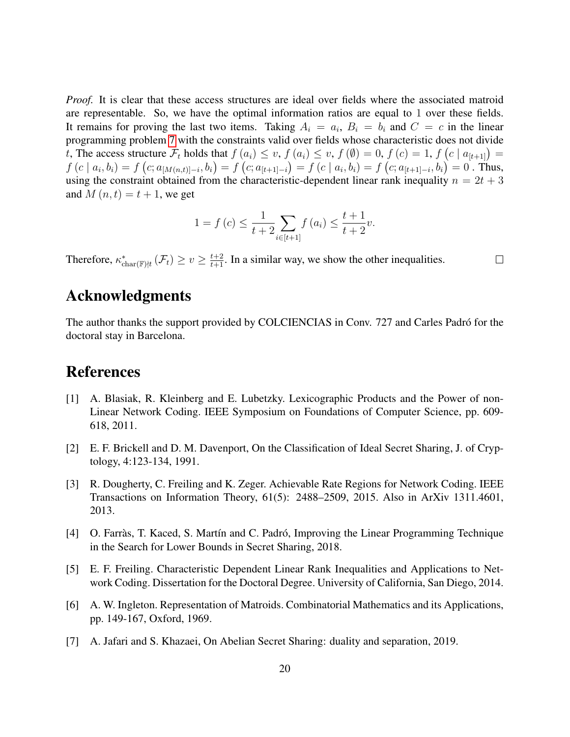*Proof.* It is clear that these access structures are ideal over fields where the associated matroid are representable. So, we have the optimal information ratios are equal to 1 over these fields. It remains for proving the last two items. Taking $A_i = a_i$, $B_i = b_i$ and $C = c$ in the linear programming problem 7 with the constraints valid over fields whose characteristic does not divide $t$, The access structure $\mathcal{F}_t$ holds that $f(a_i) \leq v$, $f(a_i) \leq v$, $f(\emptyset) = 0$, $f(c) = 1$, $f\left(c \mid a_{[t+1]}\right) = f(c \mid a_i, b_i) = f\left(c; a_{[M(n,t)]-i}, b_i\right) = f\left(c; a_{[t+1]-i}\right) = f(c \mid a_i, b_i) = f\left(c; a_{[t+1]-i}, b_i\right) = 0$ . Thus, using the constraint obtained from the characteristic-dependent linear rank inequality $n = 2t+3$ and $M(n,t) = t+1$, we get

$$1 = f(c) \leq \frac{1}{t+2} \sum_{i \in [t+1]} f(a_i) \leq \frac{t+1}{t+2} v.$$

Therefore, $\kappa^*_{\mathrm{char}(\mathbb{F}) \nmid t}(\mathcal{F}_t) \geq v \geq \frac{t+2}{t+1}$. In a similar way, we show the other inequalities. □

## Acknowledgments

The author thanks the support provided by COLCIENCIAS in Conv. 727 and Carles Padró for the doctoral stay in Barcelona.

## References

[1] A. Blasiak, R. Kleinberg and E. Lubetzky. Lexicographic Products and the Power of non-Linear Network Coding. IEEE Symposium on Foundations of Computer Science, pp. 609-618, 2011.

[2] E. F. Brickell and D. M. Davenport, On the Classification of Ideal Secret Sharing, J. of Cryptology, 4:123-134, 1991.

[3] R. Dougherty, C. Freiling and K. Zeger. Achievable Rate Regions for Network Coding. IEEE Transactions on Information Theory, 61(5): 2488–2509, 2015. Also in ArXiv 1311.4601, 2013.

[4] O. Farràs, T. Kaced, S. Martín and C. Padró, Improving the Linear Programming Technique in the Search for Lower Bounds in Secret Sharing, 2018.

[5] E. F. Freiling. Characteristic Dependent Linear Rank Inequalities and Applications to Network Coding. Dissertation for the Doctoral Degree. University of California, San Diego, 2014.

[6] A. W. Ingleton. Representation of Matroids. Combinatorial Mathematics and its Applications, pp. 149-167, Oxford, 1969.

[7] A. Jafari and S. Khazaei, On Abelian Secret Sharing: duality and separation, 2019.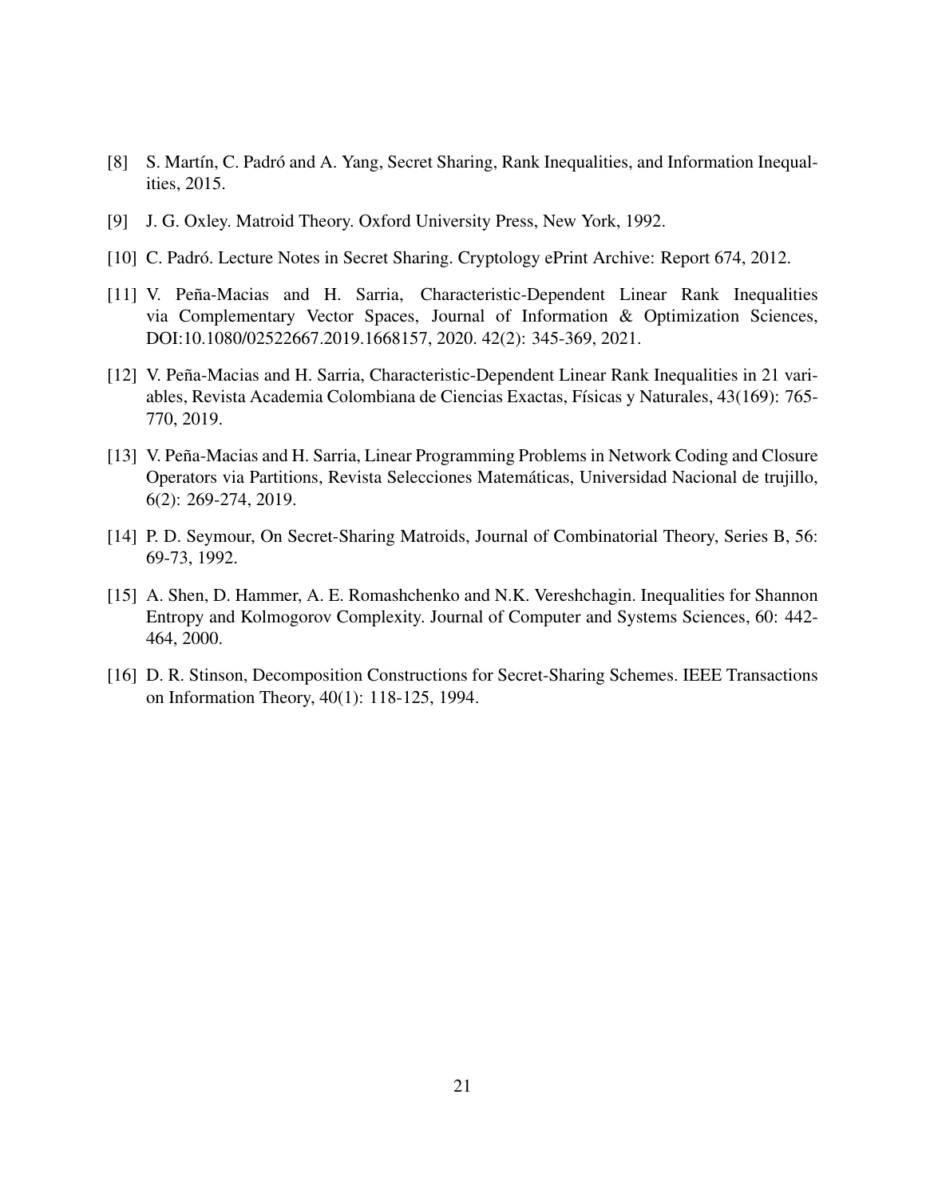[8] S. Martín, C. Padró and A. Yang, Secret Sharing, Rank Inequalities, and Information Inequalities, 2015.

[9] J. G. Oxley. Matroid Theory. Oxford University Press, New York, 1992.

[10] C. Padró. Lecture Notes in Secret Sharing. Cryptology ePrint Archive: Report 674, 2012.

[11] V. Peña-Macias and H. Sarria, Characteristic-Dependent Linear Rank Inequalities via Complementary Vector Spaces, Journal of Information & Optimization Sciences, DOI:10.1080/02522667.2019.1668157, 2020. 42(2): 345-369, 2021.

[12] V. Peña-Macias and H. Sarria, Characteristic-Dependent Linear Rank Inequalities in 21 variables, Revista Academia Colombiana de Ciencias Exactas, Físicas y Naturales, 43(169): 765-770, 2019.

[13] V. Peña-Macias and H. Sarria, Linear Programming Problems in Network Coding and Closure Operators via Partitions, Revista Selecciones Matemáticas, Universidad Nacional de trujillo, 6(2): 269-274, 2019.

[14] P. D. Seymour, On Secret-Sharing Matroids, Journal of Combinatorial Theory, Series B, 56: 69-73, 1992.

[15] A. Shen, D. Hammer, A. E. Romashchenko and N.K. Vereshchagin. Inequalities for Shannon Entropy and Kolmogorov Complexity. Journal of Computer and Systems Sciences, 60: 442-464, 2000.

[16] D. R. Stinson, Decomposition Constructions for Secret-Sharing Schemes. IEEE Transactions on Information Theory, 40(1): 118-125, 1994.